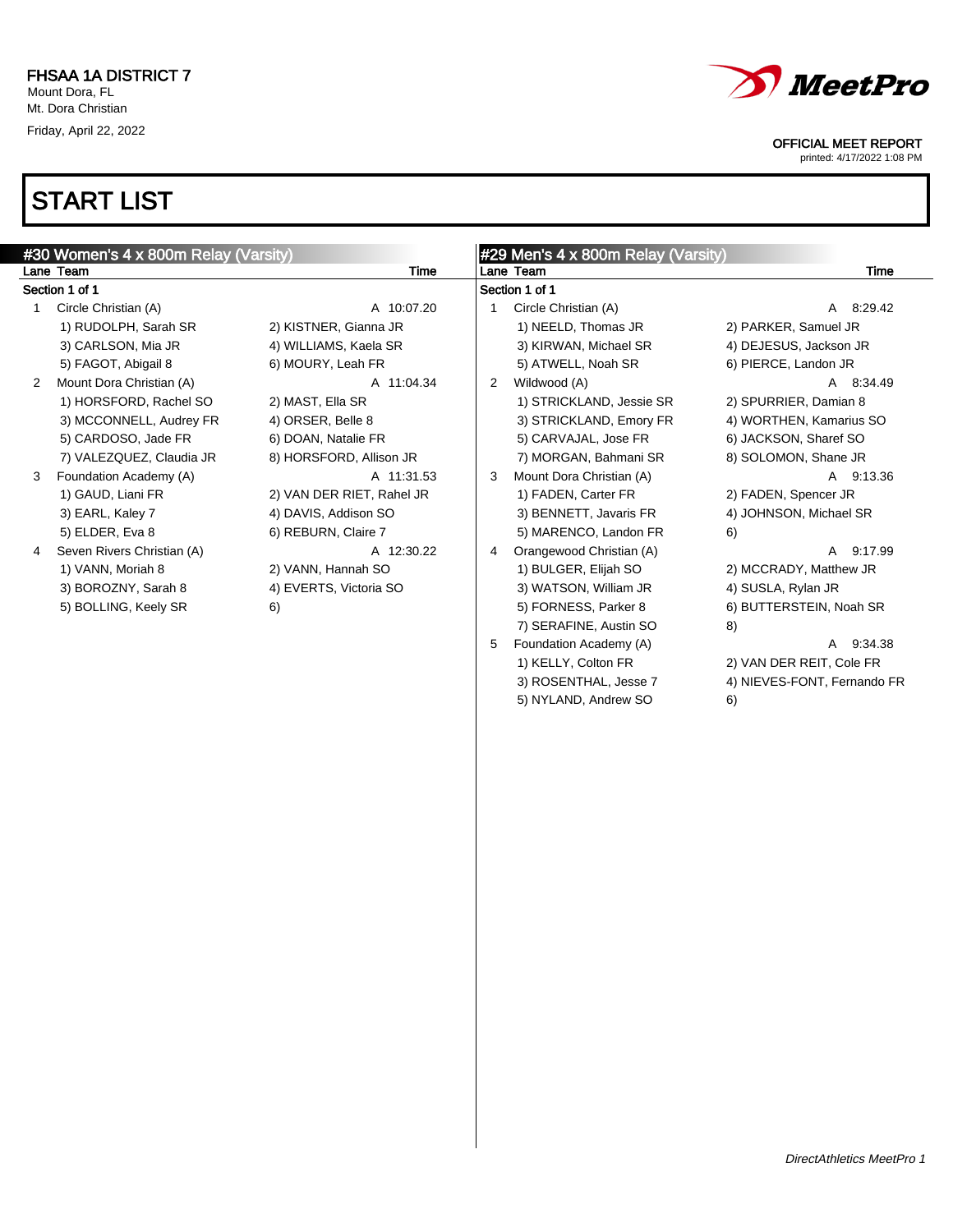FHSAA 1A DISTRICT 7
Mount Dora, FL
Mt. Dora Christian
Friday, April 22, 2022

OFFICIAL MEET REPORT
printed: 4/17/2022 1:08 PM

# START LIST

## #30 Women's 4 x 800m Relay (Varsity)

| Lane | Team | | Time |
|---|---|---|---|
| **Section 1 of 1** | | | |
| 1 | Circle Christian (A) | | A 10:07.20 |
| | 1) RUDOLPH, Sarah SR | 2) KISTNER, Gianna JR | |
| | 3) CARLSON, Mia JR | 4) WILLIAMS, Kaela SR | |
| | 5) FAGOT, Abigail 8 | 6) MOURY, Leah FR | |
| 2 | Mount Dora Christian (A) | | A 11:04.34 |
| | 1) HORSFORD, Rachel SO | 2) MAST, Ella SR | |
| | 3) MCCONNELL, Audrey FR | 4) ORSER, Belle 8 | |
| | 5) CARDOSO, Jade FR | 6) DOAN, Natalie FR | |
| | 7) VALEZQUEZ, Claudia JR | 8) HORSFORD, Allison JR | |
| 3 | Foundation Academy (A) | | A 11:31.53 |
| | 1) GAUD, Liani FR | 2) VAN DER RIET, Rahel JR | |
| | 3) EARL, Kaley 7 | 4) DAVIS, Addison SO | |
| | 5) ELDER, Eva 8 | 6) REBURN, Claire 7 | |
| 4 | Seven Rivers Christian (A) | | A 12:30.22 |
| | 1) VANN, Moriah 8 | 2) VANN, Hannah SO | |
| | 3) BOROZNY, Sarah 8 | 4) EVERTS, Victoria SO | |
| | 5) BOLLING, Keely SR | 6) | |

## #29 Men's 4 x 800m Relay (Varsity)

| Lane | Team | | Time |
|---|---|---|---|
| **Section 1 of 1** | | | |
| 1 | Circle Christian (A) | | A 8:29.42 |
| | 1) NEELD, Thomas JR | 2) PARKER, Samuel JR | |
| | 3) KIRWAN, Michael SR | 4) DEJESUS, Jackson JR | |
| | 5) ATWELL, Noah SR | 6) PIERCE, Landon JR | |
| 2 | Wildwood (A) | | A 8:34.49 |
| | 1) STRICKLAND, Jessie SR | 2) SPURRIER, Damian 8 | |
| | 3) STRICKLAND, Emory FR | 4) WORTHEN, Kamarius SO | |
| | 5) CARVAJAL, Jose FR | 6) JACKSON, Sharef SO | |
| | 7) MORGAN, Bahmani SR | 8) SOLOMON, Shane JR | |
| 3 | Mount Dora Christian (A) | | A 9:13.36 |
| | 1) FADEN, Carter FR | 2) FADEN, Spencer JR | |
| | 3) BENNETT, Javaris FR | 4) JOHNSON, Michael SR | |
| | 5) MARENCO, Landon FR | 6) | |
| 4 | Orangewood Christian (A) | | A 9:17.99 |
| | 1) BULGER, Elijah SO | 2) MCCRADY, Matthew JR | |
| | 3) WATSON, William JR | 4) SUSLA, Rylan JR | |
| | 5) FORNESS, Parker 8 | 6) BUTTERSTEIN, Noah SR | |
| | 7) SERAFINE, Austin SO | 8) | |
| 5 | Foundation Academy (A) | | A 9:34.38 |
| | 1) KELLY, Colton FR | 2) VAN DER REIT, Cole FR | |
| | 3) ROSENTHAL, Jesse 7 | 4) NIEVES-FONT, Fernando FR | |
| | 5) NYLAND, Andrew SO | 6) | |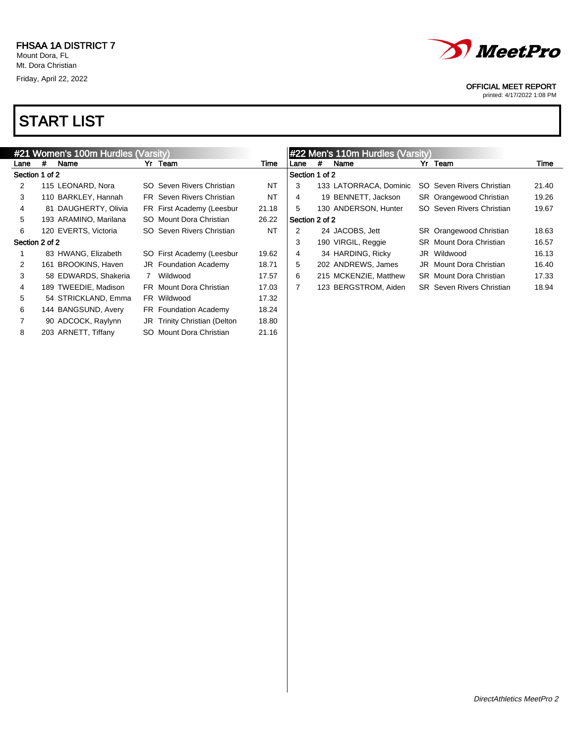FHSAA 1A DISTRICT 7
Mount Dora, FL
Mt. Dora Christian
Friday, April 22, 2022

OFFICIAL MEET REPORT
printed: 4/17/2022 1:08 PM

# START LIST

## #21 Women's 100m Hurdles (Varsity)

| Lane | # | Name | Yr | Team | Time |
|---|---|---|---|---|---|
| **Section 1 of 2** | | | | | |
| 2 | 115 | LEONARD, Nora | SO | Seven Rivers Christian | NT |
| 3 | 110 | BARKLEY, Hannah | FR | Seven Rivers Christian | NT |
| 4 | 81 | DAUGHERTY, Olivia | FR | First Academy (Leesbur | 21.18 |
| 5 | 193 | ARAMINO, Marilana | SO | Mount Dora Christian | 26.22 |
| 6 | 120 | EVERTS, Victoria | SO | Seven Rivers Christian | NT |
| **Section 2 of 2** | | | | | |
| 1 | 83 | HWANG, Elizabeth | SO | First Academy (Leesbur | 19.62 |
| 2 | 161 | BROOKINS, Haven | JR | Foundation Academy | 18.71 |
| 3 | 58 | EDWARDS, Shakeria | 7 | Wildwood | 17.57 |
| 4 | 189 | TWEEDIE, Madison | FR | Mount Dora Christian | 17.03 |
| 5 | 54 | STRICKLAND, Emma | FR | Wildwood | 17.32 |
| 6 | 144 | BANGSUND, Avery | FR | Foundation Academy | 18.24 |
| 7 | 90 | ADCOCK, Raylynn | JR | Trinity Christian (Delton | 18.80 |
| 8 | 203 | ARNETT, Tiffany | SO | Mount Dora Christian | 21.16 |

## #22 Men's 110m Hurdles (Varsity)

| Lane | # | Name | Yr | Team | Time |
|---|---|---|---|---|---|
| **Section 1 of 2** | | | | | |
| 3 | 133 | LATORRACA, Dominic | SO | Seven Rivers Christian | 21.40 |
| 4 | 19 | BENNETT, Jackson | SR | Orangewood Christian | 19.26 |
| 5 | 130 | ANDERSON, Hunter | SO | Seven Rivers Christian | 19.67 |
| **Section 2 of 2** | | | | | |
| 2 | 24 | JACOBS, Jett | SR | Orangewood Christian | 18.63 |
| 3 | 190 | VIRGIL, Reggie | SR | Mount Dora Christian | 16.57 |
| 4 | 34 | HARDING, Ricky | JR | Wildwood | 16.13 |
| 5 | 202 | ANDREWS, James | JR | Mount Dora Christian | 16.40 |
| 6 | 215 | MCKENZIE, Matthew | SR | Mount Dora Christian | 17.33 |
| 7 | 123 | BERGSTROM, Aiden | SR | Seven Rivers Christian | 18.94 |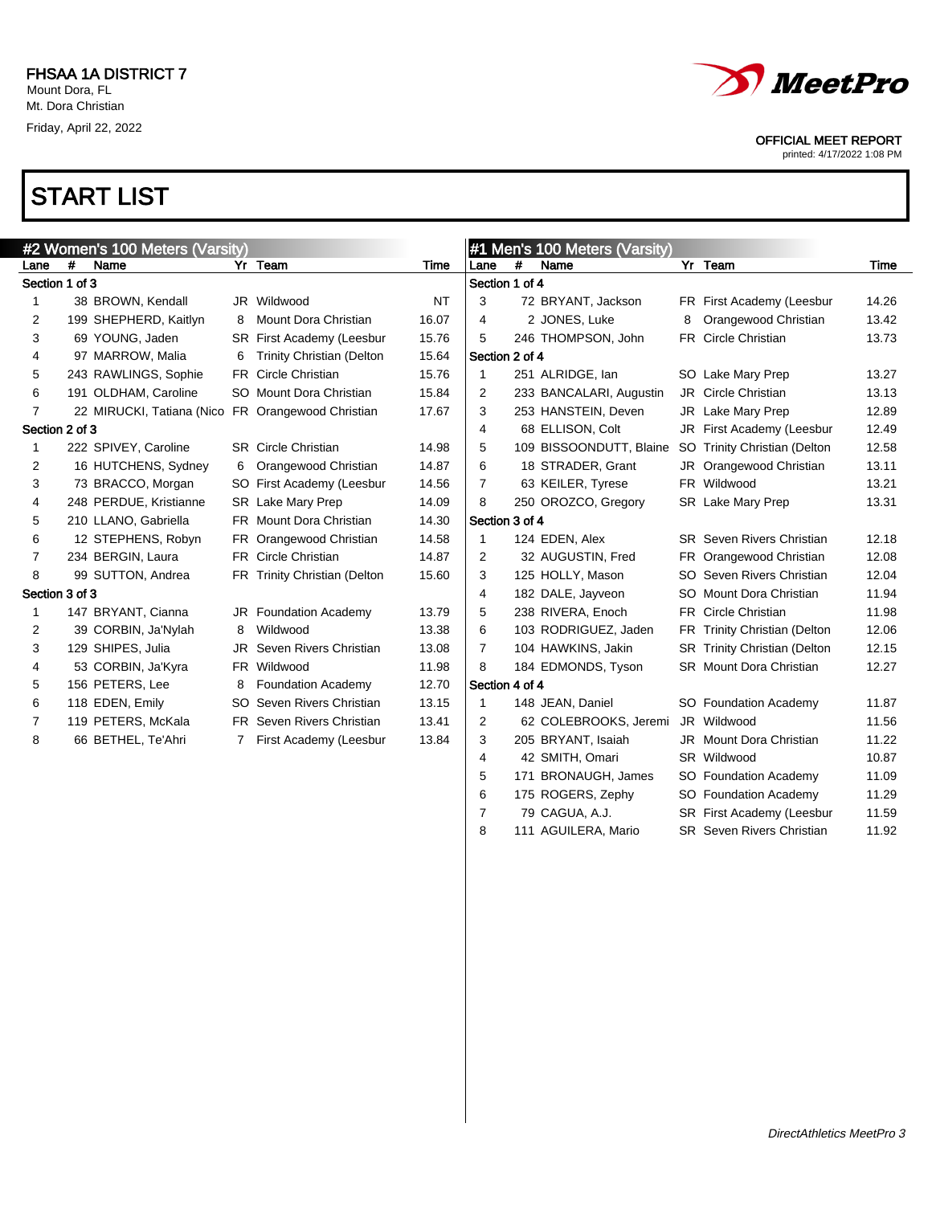FHSAA 1A DISTRICT 7
Mount Dora, FL
Mt. Dora Christian
Friday, April 22, 2022

OFFICIAL MEET REPORT
printed: 4/17/2022 1:08 PM

# START LIST

## #2 Women's 100 Meters (Varsity)

| Lane | # | Name | Yr | Team | Time |
|---|---|---|---|---|---|
| **Section 1 of 3** | | | | | |
| 1 | 38 | BROWN, Kendall | JR | Wildwood | NT |
| 2 | 199 | SHEPHERD, Kaitlyn | 8 | Mount Dora Christian | 16.07 |
| 3 | 69 | YOUNG, Jaden | SR | First Academy (Leesbur | 15.76 |
| 4 | 97 | MARROW, Malia | 6 | Trinity Christian (Delton | 15.64 |
| 5 | 243 | RAWLINGS, Sophie | FR | Circle Christian | 15.76 |
| 6 | 191 | OLDHAM, Caroline | SO | Mount Dora Christian | 15.84 |
| 7 | 22 | MIRUCKI, Tatiana (Nico | FR | Orangewood Christian | 17.67 |
| **Section 2 of 3** | | | | | |
| 1 | 222 | SPIVEY, Caroline | SR | Circle Christian | 14.98 |
| 2 | 16 | HUTCHENS, Sydney | 6 | Orangewood Christian | 14.87 |
| 3 | 73 | BRACCO, Morgan | SO | First Academy (Leesbur | 14.56 |
| 4 | 248 | PERDUE, Kristianne | SR | Lake Mary Prep | 14.09 |
| 5 | 210 | LLANO, Gabriella | FR | Mount Dora Christian | 14.30 |
| 6 | 12 | STEPHENS, Robyn | FR | Orangewood Christian | 14.58 |
| 7 | 234 | BERGIN, Laura | FR | Circle Christian | 14.87 |
| 8 | 99 | SUTTON, Andrea | FR | Trinity Christian (Delton | 15.60 |
| **Section 3 of 3** | | | | | |
| 1 | 147 | BRYANT, Cianna | JR | Foundation Academy | 13.79 |
| 2 | 39 | CORBIN, Ja'Nylah | 8 | Wildwood | 13.38 |
| 3 | 129 | SHIPES, Julia | JR | Seven Rivers Christian | 13.08 |
| 4 | 53 | CORBIN, Ja'Kyra | FR | Wildwood | 11.98 |
| 5 | 156 | PETERS, Lee | 8 | Foundation Academy | 12.70 |
| 6 | 118 | EDEN, Emily | SO | Seven Rivers Christian | 13.15 |
| 7 | 119 | PETERS, McKala | FR | Seven Rivers Christian | 13.41 |
| 8 | 66 | BETHEL, Te'Ahri | 7 | First Academy (Leesbur | 13.84 |

## #1 Men's 100 Meters (Varsity)

| Lane | # | Name | Yr | Team | Time |
|---|---|---|---|---|---|
| **Section 1 of 4** | | | | | |
| 3 | 72 | BRYANT, Jackson | FR | First Academy (Leesbur | 14.26 |
| 4 | 2 | JONES, Luke | 8 | Orangewood Christian | 13.42 |
| 5 | 246 | THOMPSON, John | FR | Circle Christian | 13.73 |
| **Section 2 of 4** | | | | | |
| 1 | 251 | ALRIDGE, Ian | SO | Lake Mary Prep | 13.27 |
| 2 | 233 | BANCALARI, Augustin | JR | Circle Christian | 13.13 |
| 3 | 253 | HANSTEIN, Deven | JR | Lake Mary Prep | 12.89 |
| 4 | 68 | ELLISON, Colt | JR | First Academy (Leesbur | 12.49 |
| 5 | 109 | BISSOONDUTT, Blaine | SO | Trinity Christian (Delton | 12.58 |
| 6 | 18 | STRADER, Grant | JR | Orangewood Christian | 13.11 |
| 7 | 63 | KEILER, Tyrese | FR | Wildwood | 13.21 |
| 8 | 250 | OROZCO, Gregory | SR | Lake Mary Prep | 13.31 |
| **Section 3 of 4** | | | | | |
| 1 | 124 | EDEN, Alex | SR | Seven Rivers Christian | 12.18 |
| 2 | 32 | AUGUSTIN, Fred | FR | Orangewood Christian | 12.08 |
| 3 | 125 | HOLLY, Mason | SO | Seven Rivers Christian | 12.04 |
| 4 | 182 | DALE, Jayveon | SO | Mount Dora Christian | 11.94 |
| 5 | 238 | RIVERA, Enoch | FR | Circle Christian | 11.98 |
| 6 | 103 | RODRIGUEZ, Jaden | FR | Trinity Christian (Delton | 12.06 |
| 7 | 104 | HAWKINS, Jakin | SR | Trinity Christian (Delton | 12.15 |
| 8 | 184 | EDMONDS, Tyson | SR | Mount Dora Christian | 12.27 |
| **Section 4 of 4** | | | | | |
| 1 | 148 | JEAN, Daniel | SO | Foundation Academy | 11.87 |
| 2 | 62 | COLEBROOKS, Jeremi | JR | Wildwood | 11.56 |
| 3 | 205 | BRYANT, Isaiah | JR | Mount Dora Christian | 11.22 |
| 4 | 42 | SMITH, Omari | SR | Wildwood | 10.87 |
| 5 | 171 | BRONAUGH, James | SO | Foundation Academy | 11.09 |
| 6 | 175 | ROGERS, Zephy | SO | Foundation Academy | 11.29 |
| 7 | 79 | CAGUA, A.J. | SR | First Academy (Leesbur | 11.59 |
| 8 | 111 | AGUILERA, Mario | SR | Seven Rivers Christian | 11.92 |

*DirectAthletics MeetPro 3*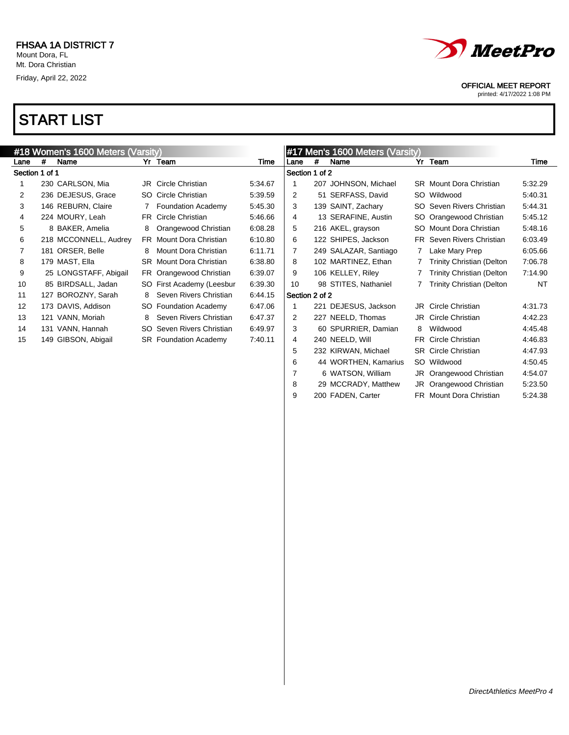FHSAA 1A DISTRICT 7
Mount Dora, FL
Mt. Dora Christian
Friday, April 22, 2022

OFFICIAL MEET REPORT
printed: 4/17/2022 1:08 PM

# START LIST

## #18 Women's 1600 Meters (Varsity)

| Lane | # | Name | Yr | Team | Time |
|---|---|---|---|---|---|
| **Section 1 of 1** | | | | | |
| 1 | 230 | CARLSON, Mia | JR | Circle Christian | 5:34.67 |
| 2 | 236 | DEJESUS, Grace | SO | Circle Christian | 5:39.59 |
| 3 | 146 | REBURN, Claire | 7 | Foundation Academy | 5:45.30 |
| 4 | 224 | MOURY, Leah | FR | Circle Christian | 5:46.66 |
| 5 | 8 | BAKER, Amelia | 8 | Orangewood Christian | 6:08.28 |
| 6 | 218 | MCCONNELL, Audrey | FR | Mount Dora Christian | 6:10.80 |
| 7 | 181 | ORSER, Belle | 8 | Mount Dora Christian | 6:11.71 |
| 8 | 179 | MAST, Ella | SR | Mount Dora Christian | 6:38.80 |
| 9 | 25 | LONGSTAFF, Abigail | FR | Orangewood Christian | 6:39.07 |
| 10 | 85 | BIRDSALL, Jadan | SO | First Academy (Leesbur | 6:39.30 |
| 11 | 127 | BOROZNY, Sarah | 8 | Seven Rivers Christian | 6:44.15 |
| 12 | 173 | DAVIS, Addison | SO | Foundation Academy | 6:47.06 |
| 13 | 121 | VANN, Moriah | 8 | Seven Rivers Christian | 6:47.37 |
| 14 | 131 | VANN, Hannah | SO | Seven Rivers Christian | 6:49.97 |
| 15 | 149 | GIBSON, Abigail | SR | Foundation Academy | 7:40.11 |

## #17 Men's 1600 Meters (Varsity)

| Lane | # | Name | Yr | Team | Time |
|---|---|---|---|---|---|
| **Section 1 of 2** | | | | | |
| 1 | 207 | JOHNSON, Michael | SR | Mount Dora Christian | 5:32.29 |
| 2 | 51 | SERFASS, David | SO | Wildwood | 5:40.31 |
| 3 | 139 | SAINT, Zachary | SO | Seven Rivers Christian | 5:44.31 |
| 4 | 13 | SERAFINE, Austin | SO | Orangewood Christian | 5:45.12 |
| 5 | 216 | AKEL, grayson | SO | Mount Dora Christian | 5:48.16 |
| 6 | 122 | SHIPES, Jackson | FR | Seven Rivers Christian | 6:03.49 |
| 7 | 249 | SALAZAR, Santiago | 7 | Lake Mary Prep | 6:05.66 |
| 8 | 102 | MARTINEZ, Ethan | 7 | Trinity Christian (Delton | 7:06.78 |
| 9 | 106 | KELLEY, Riley | 7 | Trinity Christian (Delton | 7:14.90 |
| 10 | 98 | STITES, Nathaniel | 7 | Trinity Christian (Delton | NT |
| **Section 2 of 2** | | | | | |
| 1 | 221 | DEJESUS, Jackson | JR | Circle Christian | 4:31.73 |
| 2 | 227 | NEELD, Thomas | JR | Circle Christian | 4:42.23 |
| 3 | 60 | SPURRIER, Damian | 8 | Wildwood | 4:45.48 |
| 4 | 240 | NEELD, Will | FR | Circle Christian | 4:46.83 |
| 5 | 232 | KIRWAN, Michael | SR | Circle Christian | 4:47.93 |
| 6 | 44 | WORTHEN, Kamarius | SO | Wildwood | 4:50.45 |
| 7 | 6 | WATSON, William | JR | Orangewood Christian | 4:54.07 |
| 8 | 29 | MCCRADY, Matthew | JR | Orangewood Christian | 5:23.50 |
| 9 | 200 | FADEN, Carter | FR | Mount Dora Christian | 5:24.38 |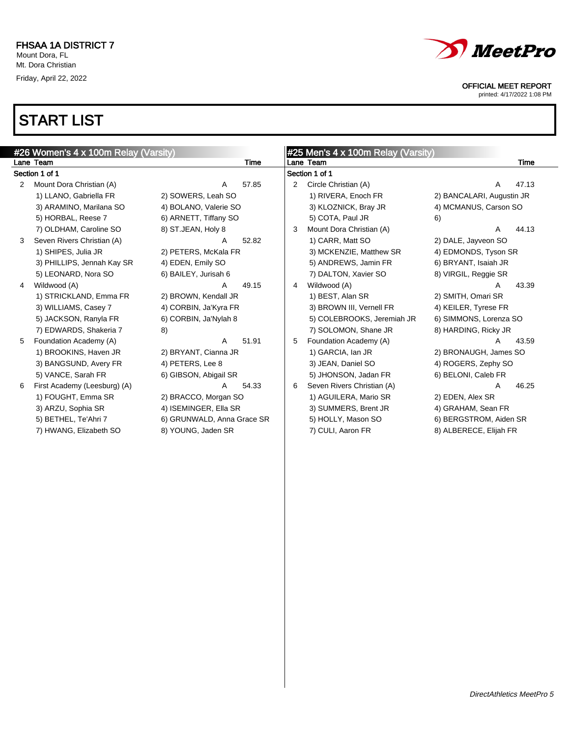FHSAA 1A DISTRICT 7
Mount Dora, FL
Mt. Dora Christian
Friday, April 22, 2022

OFFICIAL MEET REPORT
printed: 4/17/2022 1:08 PM

# START LIST

## #26 Women's 4 x 100m Relay (Varsity)

| Lane | Team | | Time |
|---|---|---|---|
| **Section 1 of 1** | | | |
| 2 | Mount Dora Christian (A) | A | 57.85 |
| | 1) LLANO, Gabriella FR | 2) SOWERS, Leah SO | |
| | 3) ARAMINO, Marilana SO | 4) BOLANO, Valerie SO | |
| | 5) HORBAL, Reese 7 | 6) ARNETT, Tiffany SO | |
| | 7) OLDHAM, Caroline SO | 8) ST.JEAN, Holy 8 | |
| 3 | Seven Rivers Christian (A) | A | 52.82 |
| | 1) SHIPES, Julia JR | 2) PETERS, McKala FR | |
| | 3) PHILLIPS, Jennah Kay SR | 4) EDEN, Emily SO | |
| | 5) LEONARD, Nora SO | 6) BAILEY, Jurisah 6 | |
| 4 | Wildwood (A) | A | 49.15 |
| | 1) STRICKLAND, Emma FR | 2) BROWN, Kendall JR | |
| | 3) WILLIAMS, Casey 7 | 4) CORBIN, Ja'Kyra FR | |
| | 5) JACKSON, Ranyla FR | 6) CORBIN, Ja'Nylah 8 | |
| | 7) EDWARDS, Shakeria 7 | 8) | |
| 5 | Foundation Academy (A) | A | 51.91 |
| | 1) BROOKINS, Haven JR | 2) BRYANT, Cianna JR | |
| | 3) BANGSUND, Avery FR | 4) PETERS, Lee 8 | |
| | 5) VANCE, Sarah FR | 6) GIBSON, Abigail SR | |
| 6 | First Academy (Leesburg) (A) | A | 54.33 |
| | 1) FOUGHT, Emma SR | 2) BRACCO, Morgan SO | |
| | 3) ARZU, Sophia SR | 4) ISEMINGER, Ella SR | |
| | 5) BETHEL, Te'Ahri 7 | 6) GRUNWALD, Anna Grace SR | |
| | 7) HWANG, Elizabeth SO | 8) YOUNG, Jaden SR | |

## #25 Men's 4 x 100m Relay (Varsity)

| Lane | Team | | Time |
|---|---|---|---|
| **Section 1 of 1** | | | |
| 2 | Circle Christian (A) | A | 47.13 |
| | 1) RIVERA, Enoch FR | 2) BANCALARI, Augustin JR | |
| | 3) KLOZNICK, Bray JR | 4) MCMANUS, Carson SO | |
| | 5) COTA, Paul JR | 6) | |
| 3 | Mount Dora Christian (A) | A | 44.13 |
| | 1) CARR, Matt SO | 2) DALE, Jayveon SO | |
| | 3) MCKENZIE, Matthew SR | 4) EDMONDS, Tyson SR | |
| | 5) ANDREWS, Jamin FR | 6) BRYANT, Isaiah JR | |
| | 7) DALTON, Xavier SO | 8) VIRGIL, Reggie SR | |
| 4 | Wildwood (A) | A | 43.39 |
| | 1) BEST, Alan SR | 2) SMITH, Omari SR | |
| | 3) BROWN III, Vernell FR | 4) KEILER, Tyrese FR | |
| | 5) COLEBROOKS, Jeremiah JR | 6) SIMMONS, Lorenza SO | |
| | 7) SOLOMON, Shane JR | 8) HARDING, Ricky JR | |
| 5 | Foundation Academy (A) | A | 43.59 |
| | 1) GARCIA, Ian JR | 2) BRONAUGH, James SO | |
| | 3) JEAN, Daniel SO | 4) ROGERS, Zephy SO | |
| | 5) JHONSON, Jadan FR | 6) BELONI, Caleb FR | |
| 6 | Seven Rivers Christian (A) | A | 46.25 |
| | 1) AGUILERA, Mario SR | 2) EDEN, Alex SR | |
| | 3) SUMMERS, Brent JR | 4) GRAHAM, Sean FR | |
| | 5) HOLLY, Mason SO | 6) BERGSTROM, Aiden SR | |
| | 7) CULI, Aaron FR | 8) ALBERECE, Elijah FR | |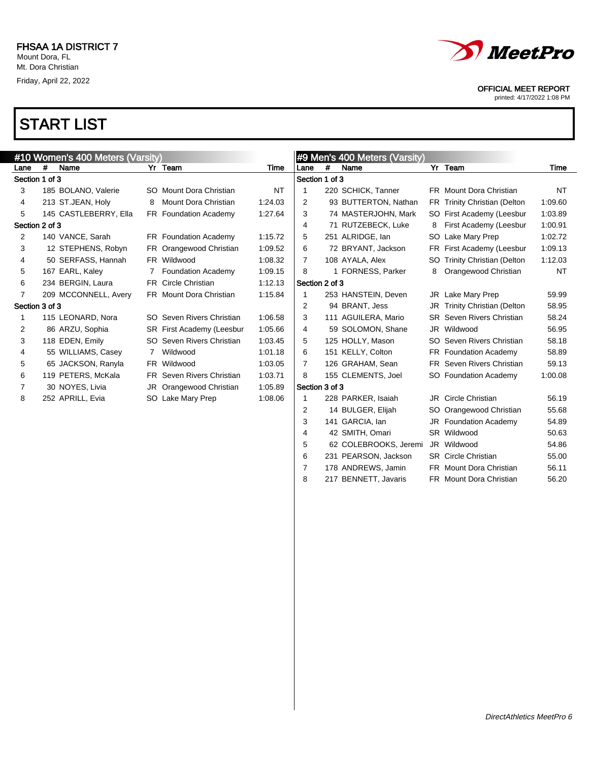FHSAA 1A DISTRICT 7
Mount Dora, FL
Mt. Dora Christian
Friday, April 22, 2022

MeetPro

OFFICIAL MEET REPORT
printed: 4/17/2022 1:08 PM

# START LIST

## #10 Women's 400 Meters (Varsity)

| Lane | # | Name | Yr | Team | Time |
|---|---|---|---|---|---|
| **Section 1 of 3** | | | | | |
| 3 | 185 | BOLANO, Valerie | SO | Mount Dora Christian | NT |
| 4 | 213 | ST.JEAN, Holy | 8 | Mount Dora Christian | 1:24.03 |
| 5 | 145 | CASTLEBERRY, Ella | FR | Foundation Academy | 1:27.64 |
| **Section 2 of 3** | | | | | |
| 2 | 140 | VANCE, Sarah | FR | Foundation Academy | 1:15.72 |
| 3 | 12 | STEPHENS, Robyn | FR | Orangewood Christian | 1:09.52 |
| 4 | 50 | SERFASS, Hannah | FR | Wildwood | 1:08.32 |
| 5 | 167 | EARL, Kaley | 7 | Foundation Academy | 1:09.15 |
| 6 | 234 | BERGIN, Laura | FR | Circle Christian | 1:12.13 |
| 7 | 209 | MCCONNELL, Avery | FR | Mount Dora Christian | 1:15.84 |
| **Section 3 of 3** | | | | | |
| 1 | 115 | LEONARD, Nora | SO | Seven Rivers Christian | 1:06.58 |
| 2 | 86 | ARZU, Sophia | SR | First Academy (Leesbur | 1:05.66 |
| 3 | 118 | EDEN, Emily | SO | Seven Rivers Christian | 1:03.45 |
| 4 | 55 | WILLIAMS, Casey | 7 | Wildwood | 1:01.18 |
| 5 | 65 | JACKSON, Ranyla | FR | Wildwood | 1:03.05 |
| 6 | 119 | PETERS, McKala | FR | Seven Rivers Christian | 1:03.71 |
| 7 | 30 | NOYES, Livia | JR | Orangewood Christian | 1:05.89 |
| 8 | 252 | APRILL, Evia | SO | Lake Mary Prep | 1:08.06 |

## #9 Men's 400 Meters (Varsity)

| Lane | # | Name | Yr | Team | Time |
|---|---|---|---|---|---|
| **Section 1 of 3** | | | | | |
| 1 | 220 | SCHICK, Tanner | FR | Mount Dora Christian | NT |
| 2 | 93 | BUTTERTON, Nathan | FR | Trinity Christian (Delton | 1:09.60 |
| 3 | 74 | MASTERJOHN, Mark | SO | First Academy (Leesbur | 1:03.89 |
| 4 | 71 | RUTZEBECK, Luke | 8 | First Academy (Leesbur | 1:00.91 |
| 5 | 251 | ALRIDGE, Ian | SO | Lake Mary Prep | 1:02.72 |
| 6 | 72 | BRYANT, Jackson | FR | First Academy (Leesbur | 1:09.13 |
| 7 | 108 | AYALA, Alex | SO | Trinity Christian (Delton | 1:12.03 |
| 8 | 1 | FORNESS, Parker | 8 | Orangewood Christian | NT |
| **Section 2 of 3** | | | | | |
| 1 | 253 | HANSTEIN, Deven | JR | Lake Mary Prep | 59.99 |
| 2 | 94 | BRANT, Jess | JR | Trinity Christian (Delton | 58.95 |
| 3 | 111 | AGUILERA, Mario | SR | Seven Rivers Christian | 58.24 |
| 4 | 59 | SOLOMON, Shane | JR | Wildwood | 56.95 |
| 5 | 125 | HOLLY, Mason | SO | Seven Rivers Christian | 58.18 |
| 6 | 151 | KELLY, Colton | FR | Foundation Academy | 58.89 |
| 7 | 126 | GRAHAM, Sean | FR | Seven Rivers Christian | 59.13 |
| 8 | 155 | CLEMENTS, Joel | SO | Foundation Academy | 1:00.08 |
| **Section 3 of 3** | | | | | |
| 1 | 228 | PARKER, Isaiah | JR | Circle Christian | 56.19 |
| 2 | 14 | BULGER, Elijah | SO | Orangewood Christian | 55.68 |
| 3 | 141 | GARCIA, Ian | JR | Foundation Academy | 54.89 |
| 4 | 42 | SMITH, Omari | SR | Wildwood | 50.63 |
| 5 | 62 | COLEBROOKS, Jeremi | JR | Wildwood | 54.86 |
| 6 | 231 | PEARSON, Jackson | SR | Circle Christian | 55.00 |
| 7 | 178 | ANDREWS, Jamin | FR | Mount Dora Christian | 56.11 |
| 8 | 217 | BENNETT, Javaris | FR | Mount Dora Christian | 56.20 |

*DirectAthletics MeetPro 6*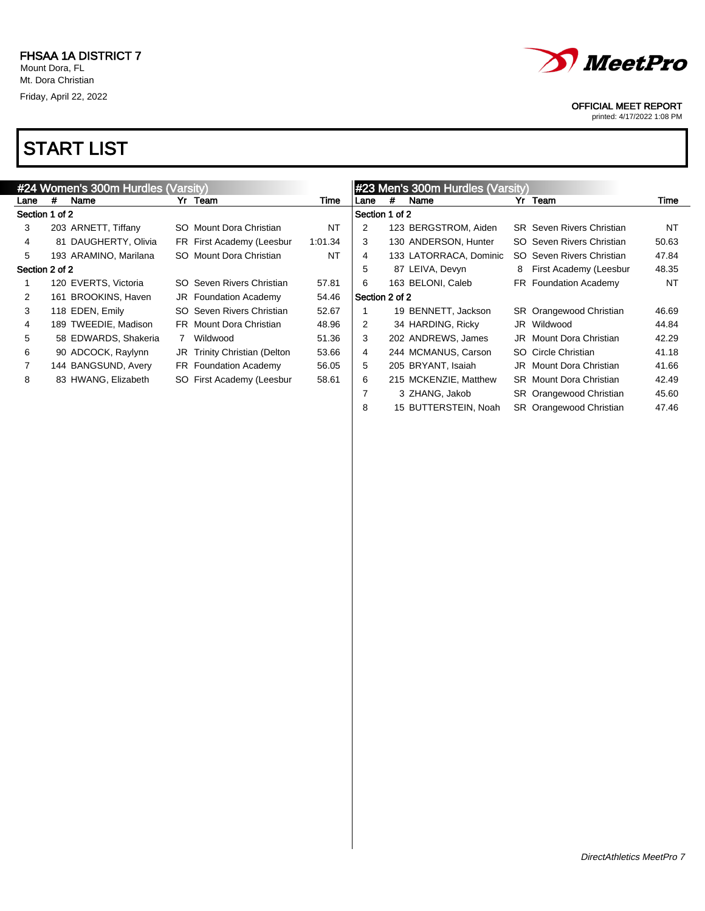FHSAA 1A DISTRICT 7
Mount Dora, FL
Mt. Dora Christian
Friday, April 22, 2022

OFFICIAL MEET REPORT
printed: 4/17/2022 1:08 PM

# START LIST

## #24 Women's 300m Hurdles (Varsity)

| Lane | # | Name | Yr | Team | Time |
|---|---|---|---|---|---|
| **Section 1 of 2** | | | | | |
| 3 | 203 | ARNETT, Tiffany | SO | Mount Dora Christian | NT |
| 4 | 81 | DAUGHERTY, Olivia | FR | First Academy (Leesbur | 1:01.34 |
| 5 | 193 | ARAMINO, Marilana | SO | Mount Dora Christian | NT |
| **Section 2 of 2** | | | | | |
| 1 | 120 | EVERTS, Victoria | SO | Seven Rivers Christian | 57.81 |
| 2 | 161 | BROOKINS, Haven | JR | Foundation Academy | 54.46 |
| 3 | 118 | EDEN, Emily | SO | Seven Rivers Christian | 52.67 |
| 4 | 189 | TWEEDIE, Madison | FR | Mount Dora Christian | 48.96 |
| 5 | 58 | EDWARDS, Shakeria | 7 | Wildwood | 51.36 |
| 6 | 90 | ADCOCK, Raylynn | JR | Trinity Christian (Delton | 53.66 |
| 7 | 144 | BANGSUND, Avery | FR | Foundation Academy | 56.05 |
| 8 | 83 | HWANG, Elizabeth | SO | First Academy (Leesbur | 58.61 |

## #23 Men's 300m Hurdles (Varsity)

| Lane | # | Name | Yr | Team | Time |
|---|---|---|---|---|---|
| **Section 1 of 2** | | | | | |
| 2 | 123 | BERGSTROM, Aiden | SR | Seven Rivers Christian | NT |
| 3 | 130 | ANDERSON, Hunter | SO | Seven Rivers Christian | 50.63 |
| 4 | 133 | LATORRACA, Dominic | SO | Seven Rivers Christian | 47.84 |
| 5 | 87 | LEIVA, Devyn | 8 | First Academy (Leesbur | 48.35 |
| 6 | 163 | BELONI, Caleb | FR | Foundation Academy | NT |
| **Section 2 of 2** | | | | | |
| 1 | 19 | BENNETT, Jackson | SR | Orangewood Christian | 46.69 |
| 2 | 34 | HARDING, Ricky | JR | Wildwood | 44.84 |
| 3 | 202 | ANDREWS, James | JR | Mount Dora Christian | 42.29 |
| 4 | 244 | MCMANUS, Carson | SO | Circle Christian | 41.18 |
| 5 | 205 | BRYANT, Isaiah | JR | Mount Dora Christian | 41.66 |
| 6 | 215 | MCKENZIE, Matthew | SR | Mount Dora Christian | 42.49 |
| 7 | 3 | ZHANG, Jakob | SR | Orangewood Christian | 45.60 |
| 8 | 15 | BUTTERSTEIN, Noah | SR | Orangewood Christian | 47.46 |

*DirectAthletics MeetPro 7*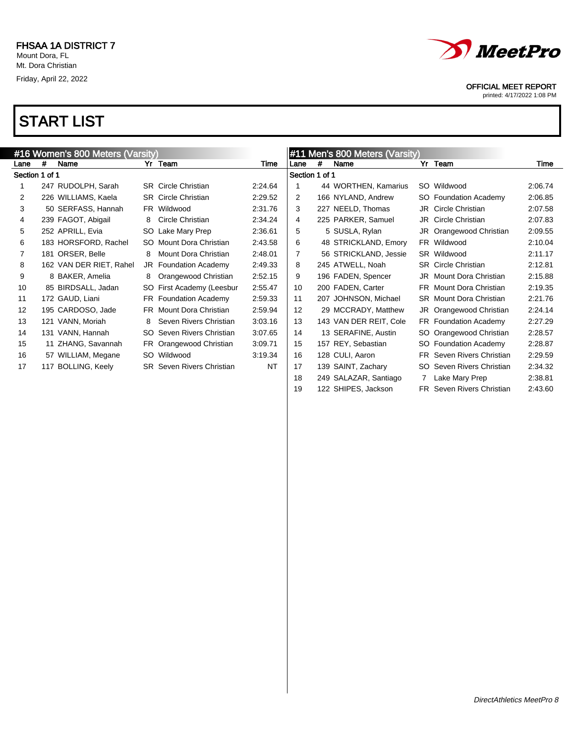FHSAA 1A DISTRICT 7
Mount Dora, FL
Mt. Dora Christian
Friday, April 22, 2022

OFFICIAL MEET REPORT
printed: 4/17/2022 1:08 PM

# START LIST

## #16 Women's 800 Meters (Varsity)

| Lane | # | Name | Yr | Team | Time |
|---|---|---|---|---|---|
| **Section 1 of 1** | | | | | |
| 1 | 247 | RUDOLPH, Sarah | SR | Circle Christian | 2:24.64 |
| 2 | 226 | WILLIAMS, Kaela | SR | Circle Christian | 2:29.52 |
| 3 | 50 | SERFASS, Hannah | FR | Wildwood | 2:31.76 |
| 4 | 239 | FAGOT, Abigail | 8 | Circle Christian | 2:34.24 |
| 5 | 252 | APRILL, Evia | SO | Lake Mary Prep | 2:36.61 |
| 6 | 183 | HORSFORD, Rachel | SO | Mount Dora Christian | 2:43.58 |
| 7 | 181 | ORSER, Belle | 8 | Mount Dora Christian | 2:48.01 |
| 8 | 162 | VAN DER RIET, Rahel | JR | Foundation Academy | 2:49.33 |
| 9 | 8 | BAKER, Amelia | 8 | Orangewood Christian | 2:52.15 |
| 10 | 85 | BIRDSALL, Jadan | SO | First Academy (Leesbur | 2:55.47 |
| 11 | 172 | GAUD, Liani | FR | Foundation Academy | 2:59.33 |
| 12 | 195 | CARDOSO, Jade | FR | Mount Dora Christian | 2:59.94 |
| 13 | 121 | VANN, Moriah | 8 | Seven Rivers Christian | 3:03.16 |
| 14 | 131 | VANN, Hannah | SO | Seven Rivers Christian | 3:07.65 |
| 15 | 11 | ZHANG, Savannah | FR | Orangewood Christian | 3:09.71 |
| 16 | 57 | WILLIAM, Megane | SO | Wildwood | 3:19.34 |
| 17 | 117 | BOLLING, Keely | SR | Seven Rivers Christian | NT |

## #11 Men's 800 Meters (Varsity)

| Lane | # | Name | Yr | Team | Time |
|---|---|---|---|---|---|
| **Section 1 of 1** | | | | | |
| 1 | 44 | WORTHEN, Kamarius | SO | Wildwood | 2:06.74 |
| 2 | 166 | NYLAND, Andrew | SO | Foundation Academy | 2:06.85 |
| 3 | 227 | NEELD, Thomas | JR | Circle Christian | 2:07.58 |
| 4 | 225 | PARKER, Samuel | JR | Circle Christian | 2:07.83 |
| 5 | 5 | SUSLA, Rylan | JR | Orangewood Christian | 2:09.55 |
| 6 | 48 | STRICKLAND, Emory | FR | Wildwood | 2:10.04 |
| 7 | 56 | STRICKLAND, Jessie | SR | Wildwood | 2:11.17 |
| 8 | 245 | ATWELL, Noah | SR | Circle Christian | 2:12.81 |
| 9 | 196 | FADEN, Spencer | JR | Mount Dora Christian | 2:15.88 |
| 10 | 200 | FADEN, Carter | FR | Mount Dora Christian | 2:19.35 |
| 11 | 207 | JOHNSON, Michael | SR | Mount Dora Christian | 2:21.76 |
| 12 | 29 | MCCRADY, Matthew | JR | Orangewood Christian | 2:24.14 |
| 13 | 143 | VAN DER REIT, Cole | FR | Foundation Academy | 2:27.29 |
| 14 | 13 | SERAFINE, Austin | SO | Orangewood Christian | 2:28.57 |
| 15 | 157 | REY, Sebastian | SO | Foundation Academy | 2:28.87 |
| 16 | 128 | CULI, Aaron | FR | Seven Rivers Christian | 2:29.59 |
| 17 | 139 | SAINT, Zachary | SO | Seven Rivers Christian | 2:34.32 |
| 18 | 249 | SALAZAR, Santiago | 7 | Lake Mary Prep | 2:38.81 |
| 19 | 122 | SHIPES, Jackson | FR | Seven Rivers Christian | 2:43.60 |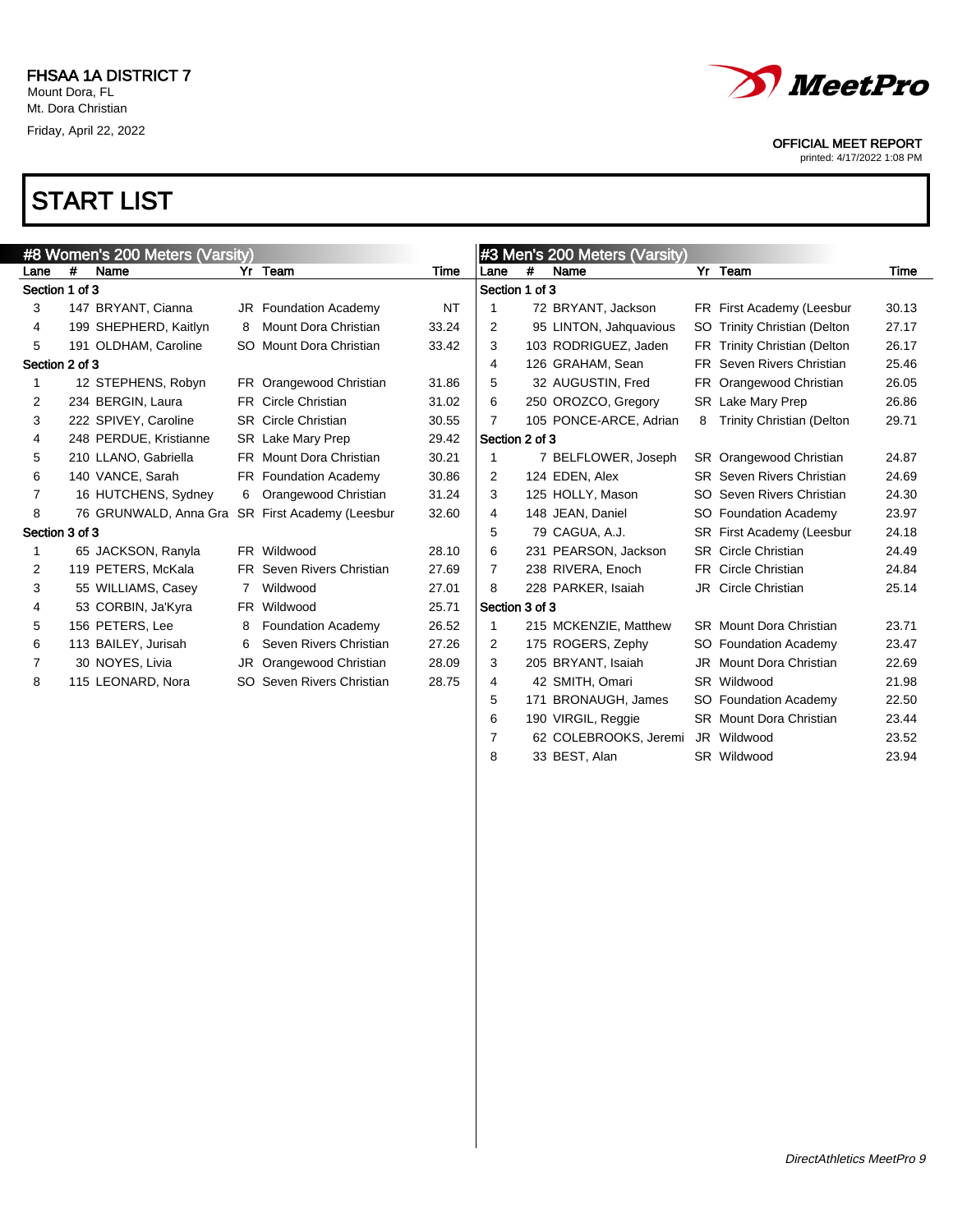FHSAA 1A DISTRICT 7
Mount Dora, FL
Mt. Dora Christian
Friday, April 22, 2022

OFFICIAL MEET REPORT
printed: 4/17/2022 1:08 PM

# START LIST

## #8 Women's 200 Meters (Varsity)

| Lane | # | Name | Yr | Team | Time |
|---|---|---|---|---|---|
| **Section 1 of 3** | | | | | |
| 3 | 147 | BRYANT, Cianna | JR | Foundation Academy | NT |
| 4 | 199 | SHEPHERD, Kaitlyn | 8 | Mount Dora Christian | 33.24 |
| 5 | 191 | OLDHAM, Caroline | SO | Mount Dora Christian | 33.42 |
| **Section 2 of 3** | | | | | |
| 1 | 12 | STEPHENS, Robyn | FR | Orangewood Christian | 31.86 |
| 2 | 234 | BERGIN, Laura | FR | Circle Christian | 31.02 |
| 3 | 222 | SPIVEY, Caroline | SR | Circle Christian | 30.55 |
| 4 | 248 | PERDUE, Kristianne | SR | Lake Mary Prep | 29.42 |
| 5 | 210 | LLANO, Gabriella | FR | Mount Dora Christian | 30.21 |
| 6 | 140 | VANCE, Sarah | FR | Foundation Academy | 30.86 |
| 7 | 16 | HUTCHENS, Sydney | 6 | Orangewood Christian | 31.24 |
| 8 | 76 | GRUNWALD, Anna Gra | SR | First Academy (Leesbur | 32.60 |
| **Section 3 of 3** | | | | | |
| 1 | 65 | JACKSON, Ranyla | FR | Wildwood | 28.10 |
| 2 | 119 | PETERS, McKala | FR | Seven Rivers Christian | 27.69 |
| 3 | 55 | WILLIAMS, Casey | 7 | Wildwood | 27.01 |
| 4 | 53 | CORBIN, Ja'Kyra | FR | Wildwood | 25.71 |
| 5 | 156 | PETERS, Lee | 8 | Foundation Academy | 26.52 |
| 6 | 113 | BAILEY, Jurisah | 6 | Seven Rivers Christian | 27.26 |
| 7 | 30 | NOYES, Livia | JR | Orangewood Christian | 28.09 |
| 8 | 115 | LEONARD, Nora | SO | Seven Rivers Christian | 28.75 |

## #3 Men's 200 Meters (Varsity)

| Lane | # | Name | Yr | Team | Time |
|---|---|---|---|---|---|
| **Section 1 of 3** | | | | | |
| 1 | 72 | BRYANT, Jackson | FR | First Academy (Leesbur | 30.13 |
| 2 | 95 | LINTON, Jahquavious | SO | Trinity Christian (Delton | 27.17 |
| 3 | 103 | RODRIGUEZ, Jaden | FR | Trinity Christian (Delton | 26.17 |
| 4 | 126 | GRAHAM, Sean | FR | Seven Rivers Christian | 25.46 |
| 5 | 32 | AUGUSTIN, Fred | FR | Orangewood Christian | 26.05 |
| 6 | 250 | OROZCO, Gregory | SR | Lake Mary Prep | 26.86 |
| 7 | 105 | PONCE-ARCE, Adrian | 8 | Trinity Christian (Delton | 29.71 |
| **Section 2 of 3** | | | | | |
| 1 | 7 | BELFLOWER, Joseph | SR | Orangewood Christian | 24.87 |
| 2 | 124 | EDEN, Alex | SR | Seven Rivers Christian | 24.69 |
| 3 | 125 | HOLLY, Mason | SO | Seven Rivers Christian | 24.30 |
| 4 | 148 | JEAN, Daniel | SO | Foundation Academy | 23.97 |
| 5 | 79 | CAGUA, A.J. | SR | First Academy (Leesbur | 24.18 |
| 6 | 231 | PEARSON, Jackson | SR | Circle Christian | 24.49 |
| 7 | 238 | RIVERA, Enoch | FR | Circle Christian | 24.84 |
| 8 | 228 | PARKER, Isaiah | JR | Circle Christian | 25.14 |
| **Section 3 of 3** | | | | | |
| 1 | 215 | MCKENZIE, Matthew | SR | Mount Dora Christian | 23.71 |
| 2 | 175 | ROGERS, Zephy | SO | Foundation Academy | 23.47 |
| 3 | 205 | BRYANT, Isaiah | JR | Mount Dora Christian | 22.69 |
| 4 | 42 | SMITH, Omari | SR | Wildwood | 21.98 |
| 5 | 171 | BRONAUGH, James | SO | Foundation Academy | 22.50 |
| 6 | 190 | VIRGIL, Reggie | SR | Mount Dora Christian | 23.44 |
| 7 | 62 | COLEBROOKS, Jeremi | JR | Wildwood | 23.52 |
| 8 | 33 | BEST, Alan | SR | Wildwood | 23.94 |

*DirectAthletics MeetPro 9*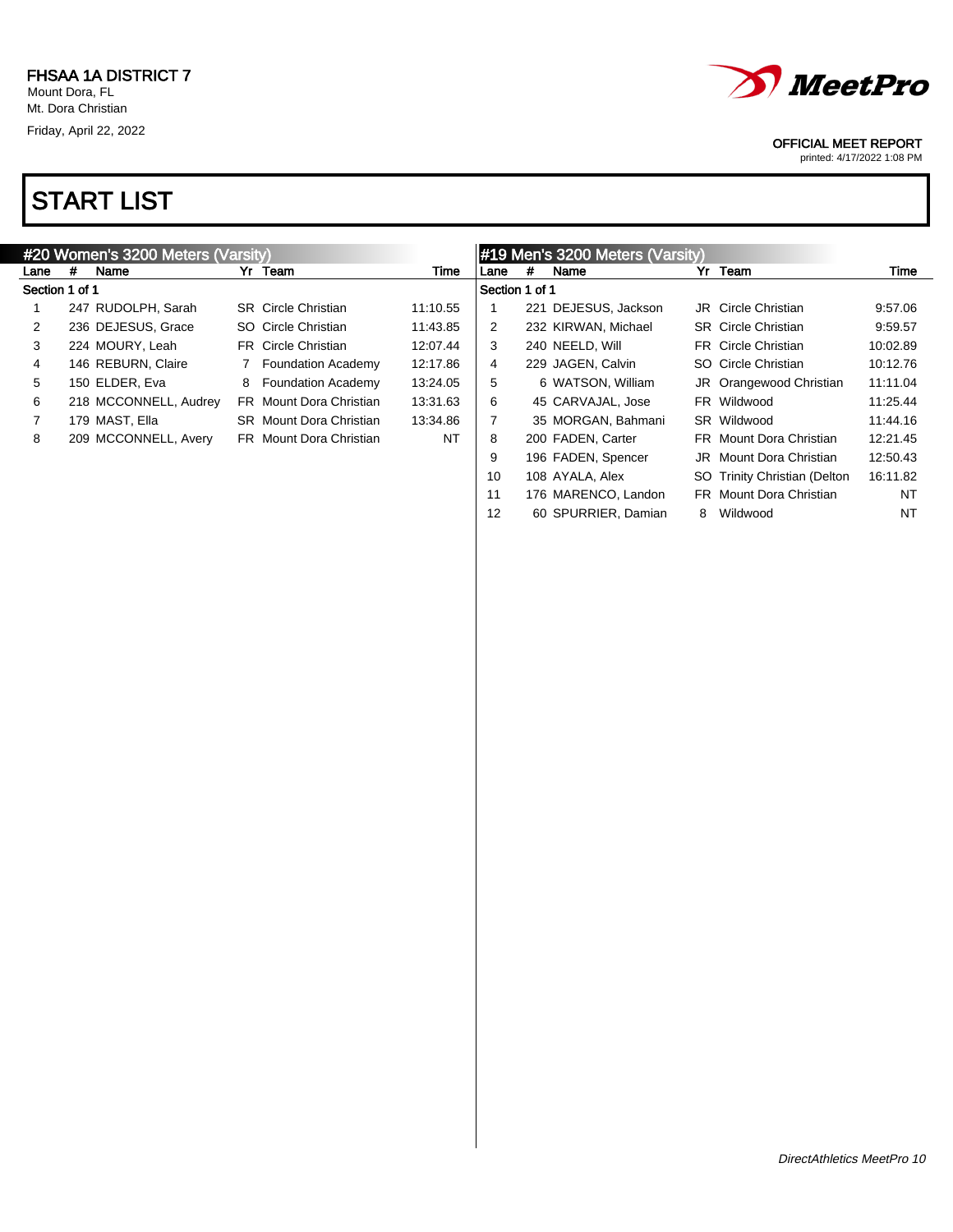FHSAA 1A DISTRICT 7
Mount Dora, FL
Mt. Dora Christian
Friday, April 22, 2022

OFFICIAL MEET REPORT
printed: 4/17/2022 1:08 PM

# START LIST

## #20 Women's 3200 Meters (Varsity)

**Section 1 of 1**

| Lane | # | Name | Yr | Team | Time |
|---|---|---|---|---|---|
| 1 | 247 | RUDOLPH, Sarah | SR | Circle Christian | 11:10.55 |
| 2 | 236 | DEJESUS, Grace | SO | Circle Christian | 11:43.85 |
| 3 | 224 | MOURY, Leah | FR | Circle Christian | 12:07.44 |
| 4 | 146 | REBURN, Claire | 7 | Foundation Academy | 12:17.86 |
| 5 | 150 | ELDER, Eva | 8 | Foundation Academy | 13:24.05 |
| 6 | 218 | MCCONNELL, Audrey | FR | Mount Dora Christian | 13:31.63 |
| 7 | 179 | MAST, Ella | SR | Mount Dora Christian | 13:34.86 |
| 8 | 209 | MCCONNELL, Avery | FR | Mount Dora Christian | NT |

## #19 Men's 3200 Meters (Varsity)

**Section 1 of 1**

| Lane | # | Name | Yr | Team | Time |
|---|---|---|---|---|---|
| 1 | 221 | DEJESUS, Jackson | JR | Circle Christian | 9:57.06 |
| 2 | 232 | KIRWAN, Michael | SR | Circle Christian | 9:59.57 |
| 3 | 240 | NEELD, Will | FR | Circle Christian | 10:02.89 |
| 4 | 229 | JAGEN, Calvin | SO | Circle Christian | 10:12.76 |
| 5 | 6 | WATSON, William | JR | Orangewood Christian | 11:11.04 |
| 6 | 45 | CARVAJAL, Jose | FR | Wildwood | 11:25.44 |
| 7 | 35 | MORGAN, Bahmani | SR | Wildwood | 11:44.16 |
| 8 | 200 | FADEN, Carter | FR | Mount Dora Christian | 12:21.45 |
| 9 | 196 | FADEN, Spencer | JR | Mount Dora Christian | 12:50.43 |
| 10 | 108 | AYALA, Alex | SO | Trinity Christian (Delton | 16:11.82 |
| 11 | 176 | MARENCO, Landon | FR | Mount Dora Christian | NT |
| 12 | 60 | SPURRIER, Damian | 8 | Wildwood | NT |

*DirectAthletics MeetPro 10*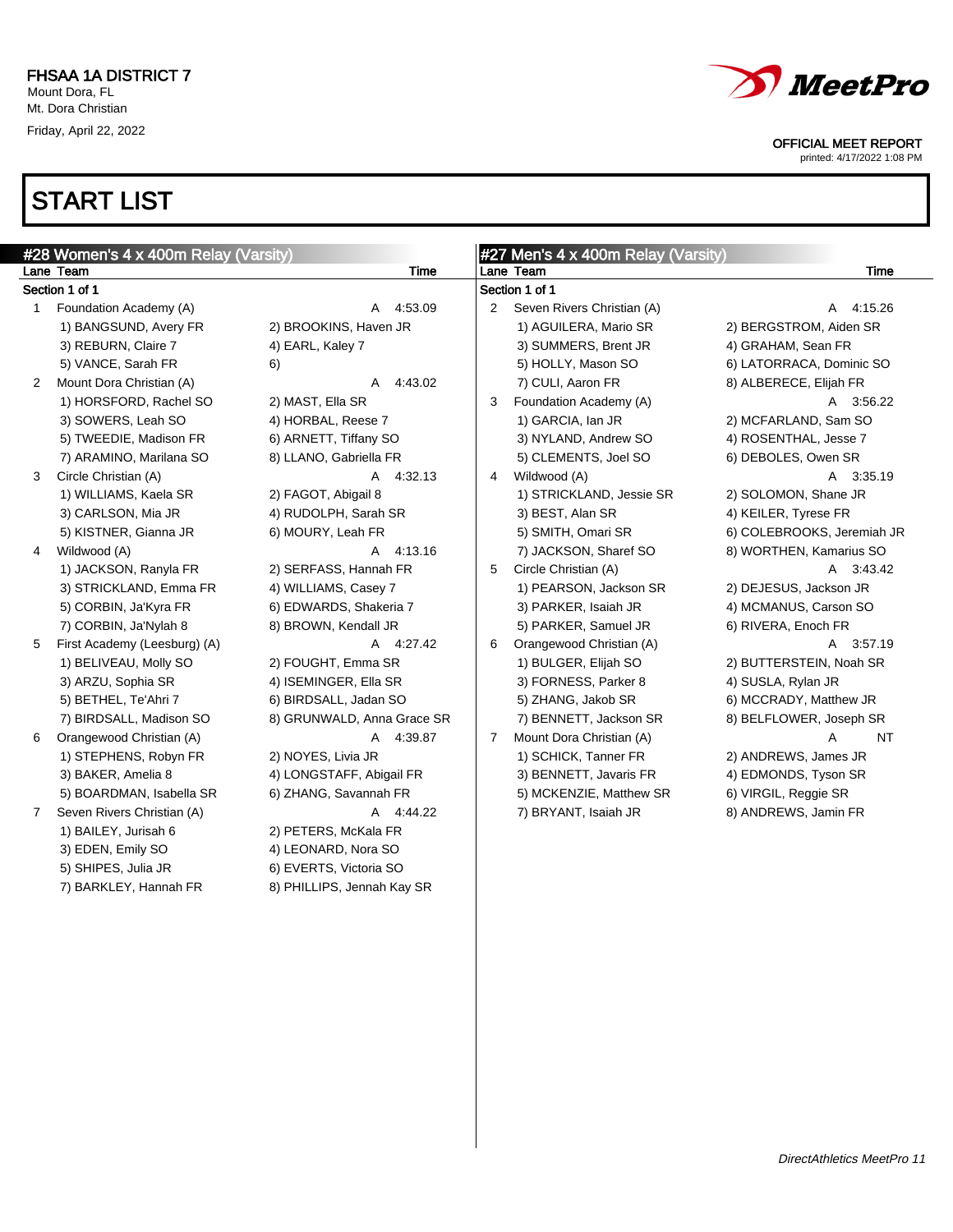FHSAA 1A DISTRICT 7
Mount Dora, FL
Mt. Dora Christian
Friday, April 22, 2022

MeetPro

OFFICIAL MEET REPORT
printed: 4/17/2022 1:08 PM

# START LIST

## #28 Women's 4 x 400m Relay (Varsity)

| Lane | Team | | Time |
|---|---|---|---|
| **Section 1 of 1** | | | |
| 1 | Foundation Academy (A) | | A 4:53.09 |
| | 1) BANGSUND, Avery FR | 2) BROOKINS, Haven JR | |
| | 3) REBURN, Claire 7 | 4) EARL, Kaley 7 | |
| | 5) VANCE, Sarah FR | 6) | |
| 2 | Mount Dora Christian (A) | | A 4:43.02 |
| | 1) HORSFORD, Rachel SO | 2) MAST, Ella SR | |
| | 3) SOWERS, Leah SO | 4) HORBAL, Reese 7 | |
| | 5) TWEEDIE, Madison FR | 6) ARNETT, Tiffany SO | |
| | 7) ARAMINO, Marilana SO | 8) LLANO, Gabriella FR | |
| 3 | Circle Christian (A) | | A 4:32.13 |
| | 1) WILLIAMS, Kaela SR | 2) FAGOT, Abigail 8 | |
| | 3) CARLSON, Mia JR | 4) RUDOLPH, Sarah SR | |
| | 5) KISTNER, Gianna JR | 6) MOURY, Leah FR | |
| 4 | Wildwood (A) | | A 4:13.16 |
| | 1) JACKSON, Ranyla FR | 2) SERFASS, Hannah FR | |
| | 3) STRICKLAND, Emma FR | 4) WILLIAMS, Casey 7 | |
| | 5) CORBIN, Ja'Kyra FR | 6) EDWARDS, Shakeria 7 | |
| | 7) CORBIN, Ja'Nylah 8 | 8) BROWN, Kendall JR | |
| 5 | First Academy (Leesburg) (A) | | A 4:27.42 |
| | 1) BELIVEAU, Molly SO | 2) FOUGHT, Emma SR | |
| | 3) ARZU, Sophia SR | 4) ISEMINGER, Ella SR | |
| | 5) BETHEL, Te'Ahri 7 | 6) BIRDSALL, Jadan SO | |
| | 7) BIRDSALL, Madison SO | 8) GRUNWALD, Anna Grace SR | |
| 6 | Orangewood Christian (A) | | A 4:39.87 |
| | 1) STEPHENS, Robyn FR | 2) NOYES, Livia JR | |
| | 3) BAKER, Amelia 8 | 4) LONGSTAFF, Abigail FR | |
| | 5) BOARDMAN, Isabella SR | 6) ZHANG, Savannah FR | |
| 7 | Seven Rivers Christian (A) | | A 4:44.22 |
| | 1) BAILEY, Jurisah 6 | 2) PETERS, McKala FR | |
| | 3) EDEN, Emily SO | 4) LEONARD, Nora SO | |
| | 5) SHIPES, Julia JR | 6) EVERTS, Victoria SO | |
| | 7) BARKLEY, Hannah FR | 8) PHILLIPS, Jennah Kay SR | |

## #27 Men's 4 x 400m Relay (Varsity)

| Lane | Team | | Time |
|---|---|---|---|
| **Section 1 of 1** | | | |
| 2 | Seven Rivers Christian (A) | | A 4:15.26 |
| | 1) AGUILERA, Mario SR | 2) BERGSTROM, Aiden SR | |
| | 3) SUMMERS, Brent JR | 4) GRAHAM, Sean FR | |
| | 5) HOLLY, Mason SO | 6) LATORRACA, Dominic SO | |
| | 7) CULI, Aaron FR | 8) ALBERECE, Elijah FR | |
| 3 | Foundation Academy (A) | | A 3:56.22 |
| | 1) GARCIA, Ian JR | 2) MCFARLAND, Sam SO | |
| | 3) NYLAND, Andrew SO | 4) ROSENTHAL, Jesse 7 | |
| | 5) CLEMENTS, Joel SO | 6) DEBOLES, Owen SR | |
| 4 | Wildwood (A) | | A 3:35.19 |
| | 1) STRICKLAND, Jessie SR | 2) SOLOMON, Shane JR | |
| | 3) BEST, Alan SR | 4) KEILER, Tyrese FR | |
| | 5) SMITH, Omari SR | 6) COLEBROOKS, Jeremiah JR | |
| | 7) JACKSON, Sharef SO | 8) WORTHEN, Kamarius SO | |
| 5 | Circle Christian (A) | | A 3:43.42 |
| | 1) PEARSON, Jackson SR | 2) DEJESUS, Jackson JR | |
| | 3) PARKER, Isaiah JR | 4) MCMANUS, Carson SO | |
| | 5) PARKER, Samuel JR | 6) RIVERA, Enoch FR | |
| 6 | Orangewood Christian (A) | | A 3:57.19 |
| | 1) BULGER, Elijah SO | 2) BUTTERSTEIN, Noah SR | |
| | 3) FORNESS, Parker 8 | 4) SUSLA, Rylan JR | |
| | 5) ZHANG, Jakob SR | 6) MCCRADY, Matthew JR | |
| | 7) BENNETT, Jackson SR | 8) BELFLOWER, Joseph SR | |
| 7 | Mount Dora Christian (A) | | A NT |
| | 1) SCHICK, Tanner FR | 2) ANDREWS, James JR | |
| | 3) BENNETT, Javaris FR | 4) EDMONDS, Tyson SR | |
| | 5) MCKENZIE, Matthew SR | 6) VIRGIL, Reggie SR | |
| | 7) BRYANT, Isaiah JR | 8) ANDREWS, Jamin FR | |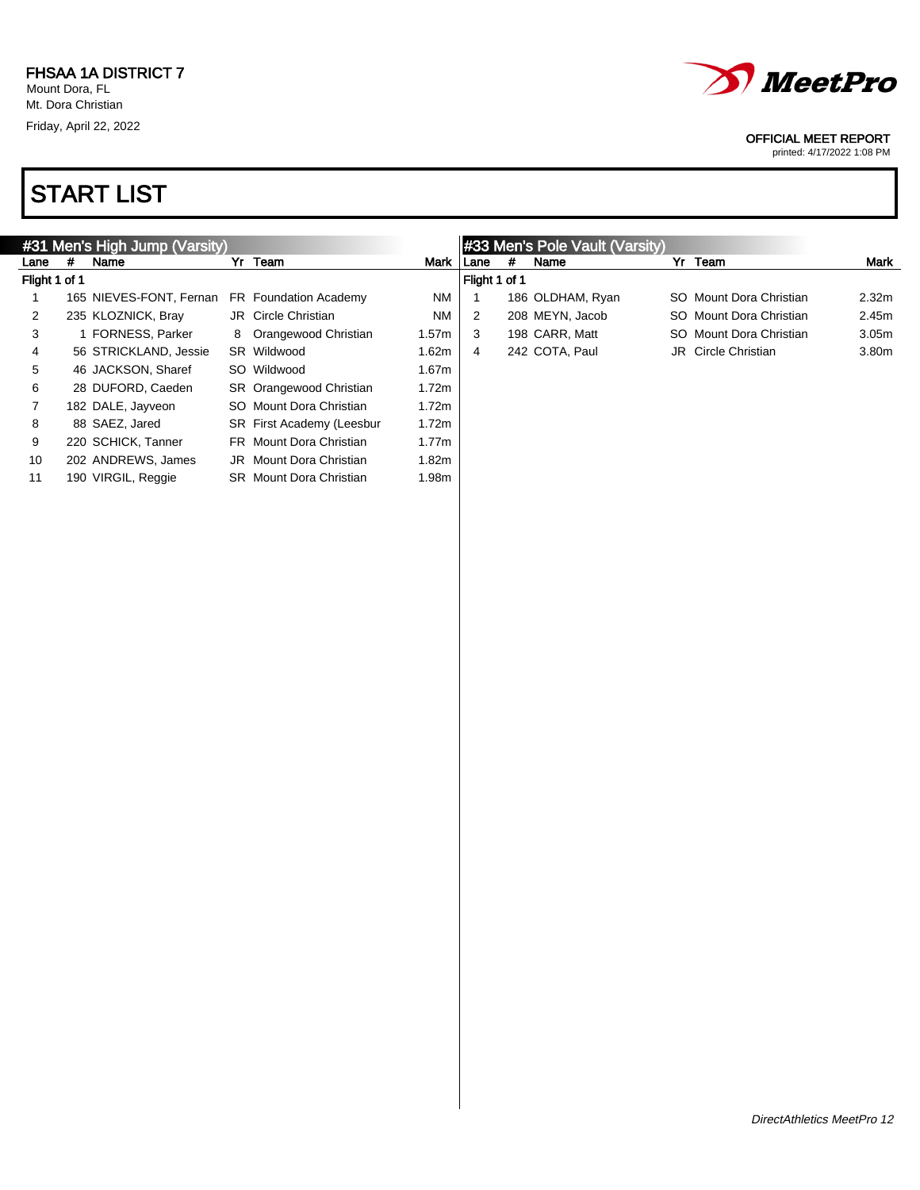FHSAA 1A DISTRICT 7
Mount Dora, FL
Mt. Dora Christian
Friday, April 22, 2022

OFFICIAL MEET REPORT
printed: 4/17/2022 1:08 PM

# START LIST

## #31 Men's High Jump (Varsity)

| Lane | # | Name | Yr | Team | Mark |
|---|---|---|---|---|---|
| **Flight 1 of 1** | | | | | |
| 1 | 165 | NIEVES-FONT, Fernan | FR | Foundation Academy | NM |
| 2 | 235 | KLOZNICK, Bray | JR | Circle Christian | NM |
| 3 | 1 | FORNESS, Parker | 8 | Orangewood Christian | 1.57m |
| 4 | 56 | STRICKLAND, Jessie | SR | Wildwood | 1.62m |
| 5 | 46 | JACKSON, Sharef | SO | Wildwood | 1.67m |
| 6 | 28 | DUFORD, Caeden | SR | Orangewood Christian | 1.72m |
| 7 | 182 | DALE, Jayveon | SO | Mount Dora Christian | 1.72m |
| 8 | 88 | SAEZ, Jared | SR | First Academy (Leesbur | 1.72m |
| 9 | 220 | SCHICK, Tanner | FR | Mount Dora Christian | 1.77m |
| 10 | 202 | ANDREWS, James | JR | Mount Dora Christian | 1.82m |
| 11 | 190 | VIRGIL, Reggie | SR | Mount Dora Christian | 1.98m |

## #33 Men's Pole Vault (Varsity)

| Lane | # | Name | Yr | Team | Mark |
|---|---|---|---|---|---|
| **Flight 1 of 1** | | | | | |
| 1 | 186 | OLDHAM, Ryan | SO | Mount Dora Christian | 2.32m |
| 2 | 208 | MEYN, Jacob | SO | Mount Dora Christian | 2.45m |
| 3 | 198 | CARR, Matt | SO | Mount Dora Christian | 3.05m |
| 4 | 242 | COTA, Paul | JR | Circle Christian | 3.80m |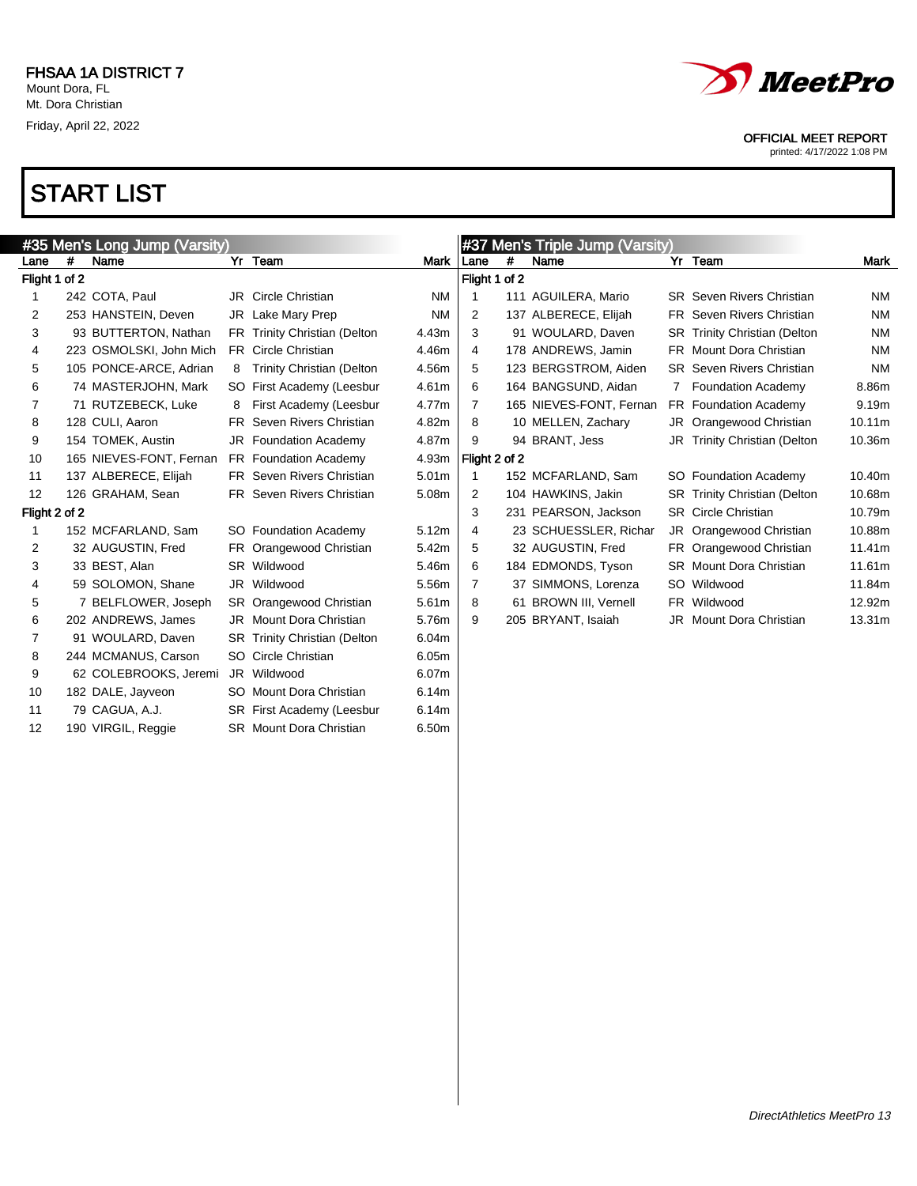FHSAA 1A DISTRICT 7
Mount Dora, FL
Mt. Dora Christian
Friday, April 22, 2022

OFFICIAL MEET REPORT
printed: 4/17/2022 1:08 PM

# START LIST

## #35 Men's Long Jump (Varsity)

| Lane | # | Name | Yr | Team | Mark |
|---|---|---|---|---|---|
| **Flight 1 of 2** | | | | | |
| 1 | 242 | COTA, Paul | JR | Circle Christian | NM |
| 2 | 253 | HANSTEIN, Deven | JR | Lake Mary Prep | NM |
| 3 | 93 | BUTTERTON, Nathan | FR | Trinity Christian (Delton | 4.43m |
| 4 | 223 | OSMOLSKI, John Mich | FR | Circle Christian | 4.46m |
| 5 | 105 | PONCE-ARCE, Adrian | 8 | Trinity Christian (Delton | 4.56m |
| 6 | 74 | MASTERJOHN, Mark | SO | First Academy (Leesbur | 4.61m |
| 7 | 71 | RUTZEBECK, Luke | 8 | First Academy (Leesbur | 4.77m |
| 8 | 128 | CULI, Aaron | FR | Seven Rivers Christian | 4.82m |
| 9 | 154 | TOMEK, Austin | JR | Foundation Academy | 4.87m |
| 10 | 165 | NIEVES-FONT, Fernan | FR | Foundation Academy | 4.93m |
| 11 | 137 | ALBERECE, Elijah | FR | Seven Rivers Christian | 5.01m |
| 12 | 126 | GRAHAM, Sean | FR | Seven Rivers Christian | 5.08m |
| **Flight 2 of 2** | | | | | |
| 1 | 152 | MCFARLAND, Sam | SO | Foundation Academy | 5.12m |
| 2 | 32 | AUGUSTIN, Fred | FR | Orangewood Christian | 5.42m |
| 3 | 33 | BEST, Alan | SR | Wildwood | 5.46m |
| 4 | 59 | SOLOMON, Shane | JR | Wildwood | 5.56m |
| 5 | 7 | BELFLOWER, Joseph | SR | Orangewood Christian | 5.61m |
| 6 | 202 | ANDREWS, James | JR | Mount Dora Christian | 5.76m |
| 7 | 91 | WOULARD, Daven | SR | Trinity Christian (Delton | 6.04m |
| 8 | 244 | MCMANUS, Carson | SO | Circle Christian | 6.05m |
| 9 | 62 | COLEBROOKS, Jeremi | JR | Wildwood | 6.07m |
| 10 | 182 | DALE, Jayveon | SO | Mount Dora Christian | 6.14m |
| 11 | 79 | CAGUA, A.J. | SR | First Academy (Leesbur | 6.14m |
| 12 | 190 | VIRGIL, Reggie | SR | Mount Dora Christian | 6.50m |

## #37 Men's Triple Jump (Varsity)

| Lane | # | Name | Yr | Team | Mark |
|---|---|---|---|---|---|
| **Flight 1 of 2** | | | | | |
| 1 | 111 | AGUILERA, Mario | SR | Seven Rivers Christian | NM |
| 2 | 137 | ALBERECE, Elijah | FR | Seven Rivers Christian | NM |
| 3 | 91 | WOULARD, Daven | SR | Trinity Christian (Delton | NM |
| 4 | 178 | ANDREWS, Jamin | FR | Mount Dora Christian | NM |
| 5 | 123 | BERGSTROM, Aiden | SR | Seven Rivers Christian | NM |
| 6 | 164 | BANGSUND, Aidan | 7 | Foundation Academy | 8.86m |
| 7 | 165 | NIEVES-FONT, Fernan | FR | Foundation Academy | 9.19m |
| 8 | 10 | MELLEN, Zachary | JR | Orangewood Christian | 10.11m |
| 9 | 94 | BRANT, Jess | JR | Trinity Christian (Delton | 10.36m |
| **Flight 2 of 2** | | | | | |
| 1 | 152 | MCFARLAND, Sam | SO | Foundation Academy | 10.40m |
| 2 | 104 | HAWKINS, Jakin | SR | Trinity Christian (Delton | 10.68m |
| 3 | 231 | PEARSON, Jackson | SR | Circle Christian | 10.79m |
| 4 | 23 | SCHUESSLER, Richar | JR | Orangewood Christian | 10.88m |
| 5 | 32 | AUGUSTIN, Fred | FR | Orangewood Christian | 11.41m |
| 6 | 184 | EDMONDS, Tyson | SR | Mount Dora Christian | 11.61m |
| 7 | 37 | SIMMONS, Lorenza | SO | Wildwood | 11.84m |
| 8 | 61 | BROWN III, Vernell | FR | Wildwood | 12.92m |
| 9 | 205 | BRYANT, Isaiah | JR | Mount Dora Christian | 13.31m |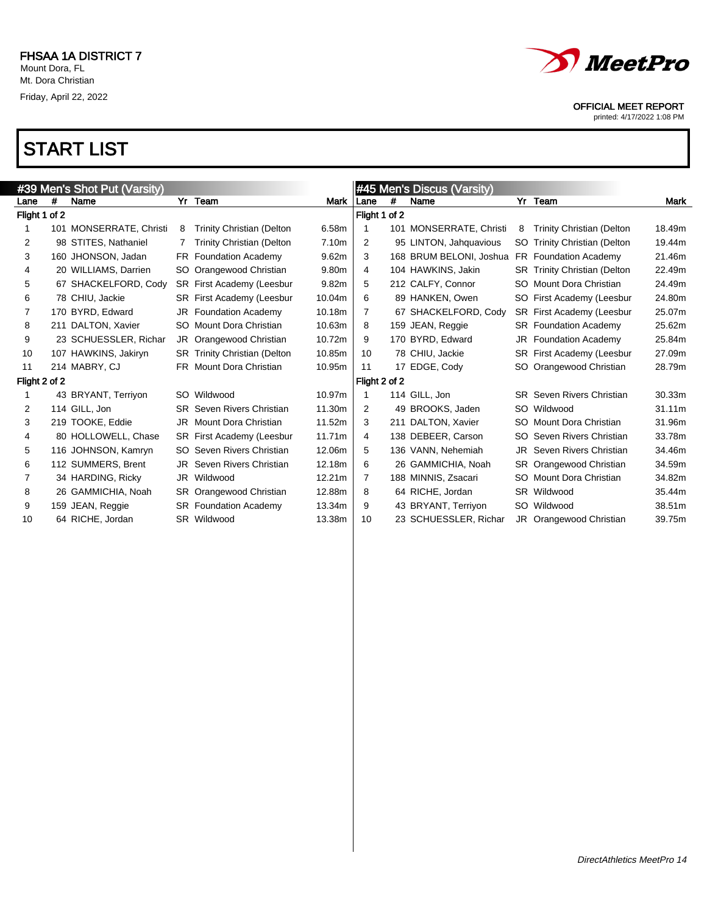FHSAA 1A DISTRICT 7
Mount Dora, FL
Mt. Dora Christian
Friday, April 22, 2022

OFFICIAL MEET REPORT
printed: 4/17/2022 1:08 PM

# START LIST

## #39 Men's Shot Put (Varsity)

| Lane | # | Name | Yr | Team | Mark |
|---|---|---|---|---|---|
| **Flight 1 of 2** | | | | | |
| 1 | 101 | MONSERRATE, Christi | 8 | Trinity Christian (Delton | 6.58m |
| 2 | 98 | STITES, Nathaniel | 7 | Trinity Christian (Delton | 7.10m |
| 3 | 160 | JHONSON, Jadan | FR | Foundation Academy | 9.62m |
| 4 | 20 | WILLIAMS, Darrien | SO | Orangewood Christian | 9.80m |
| 5 | 67 | SHACKELFORD, Cody | SR | First Academy (Leesbur | 9.82m |
| 6 | 78 | CHIU, Jackie | SR | First Academy (Leesbur | 10.04m |
| 7 | 170 | BYRD, Edward | JR | Foundation Academy | 10.18m |
| 8 | 211 | DALTON, Xavier | SO | Mount Dora Christian | 10.63m |
| 9 | 23 | SCHUESSLER, Richar | JR | Orangewood Christian | 10.72m |
| 10 | 107 | HAWKINS, Jakiryn | SR | Trinity Christian (Delton | 10.85m |
| 11 | 214 | MABRY, CJ | FR | Mount Dora Christian | 10.95m |
| **Flight 2 of 2** | | | | | |
| 1 | 43 | BRYANT, Terriyon | SO | Wildwood | 10.97m |
| 2 | 114 | GILL, Jon | SR | Seven Rivers Christian | 11.30m |
| 3 | 219 | TOOKE, Eddie | JR | Mount Dora Christian | 11.52m |
| 4 | 80 | HOLLOWELL, Chase | SR | First Academy (Leesbur | 11.71m |
| 5 | 116 | JOHNSON, Kamryn | SO | Seven Rivers Christian | 12.06m |
| 6 | 112 | SUMMERS, Brent | JR | Seven Rivers Christian | 12.18m |
| 7 | 34 | HARDING, Ricky | JR | Wildwood | 12.21m |
| 8 | 26 | GAMMICHIA, Noah | SR | Orangewood Christian | 12.88m |
| 9 | 159 | JEAN, Reggie | SR | Foundation Academy | 13.34m |
| 10 | 64 | RICHE, Jordan | SR | Wildwood | 13.38m |

## #45 Men's Discus (Varsity)

| Lane | # | Name | Yr | Team | Mark |
|---|---|---|---|---|---|
| **Flight 1 of 2** | | | | | |
| 1 | 101 | MONSERRATE, Christi | 8 | Trinity Christian (Delton | 18.49m |
| 2 | 95 | LINTON, Jahquavious | SO | Trinity Christian (Delton | 19.44m |
| 3 | 168 | BRUM BELONI, Joshua | FR | Foundation Academy | 21.46m |
| 4 | 104 | HAWKINS, Jakin | SR | Trinity Christian (Delton | 22.49m |
| 5 | 212 | CALFY, Connor | SO | Mount Dora Christian | 24.49m |
| 6 | 89 | HANKEN, Owen | SO | First Academy (Leesbur | 24.80m |
| 7 | 67 | SHACKELFORD, Cody | SR | First Academy (Leesbur | 25.07m |
| 8 | 159 | JEAN, Reggie | SR | Foundation Academy | 25.62m |
| 9 | 170 | BYRD, Edward | JR | Foundation Academy | 25.84m |
| 10 | 78 | CHIU, Jackie | SR | First Academy (Leesbur | 27.09m |
| 11 | 17 | EDGE, Cody | SO | Orangewood Christian | 28.79m |
| **Flight 2 of 2** | | | | | |
| 1 | 114 | GILL, Jon | SR | Seven Rivers Christian | 30.33m |
| 2 | 49 | BROOKS, Jaden | SO | Wildwood | 31.11m |
| 3 | 211 | DALTON, Xavier | SO | Mount Dora Christian | 31.96m |
| 4 | 138 | DEBEER, Carson | SO | Seven Rivers Christian | 33.78m |
| 5 | 136 | VANN, Nehemiah | JR | Seven Rivers Christian | 34.46m |
| 6 | 26 | GAMMICHIA, Noah | SR | Orangewood Christian | 34.59m |
| 7 | 188 | MINNIS, Zsacari | SO | Mount Dora Christian | 34.82m |
| 8 | 64 | RICHE, Jordan | SR | Wildwood | 35.44m |
| 9 | 43 | BRYANT, Terriyon | SO | Wildwood | 38.51m |
| 10 | 23 | SCHUESSLER, Richar | JR | Orangewood Christian | 39.75m |

*DirectAthletics MeetPro 14*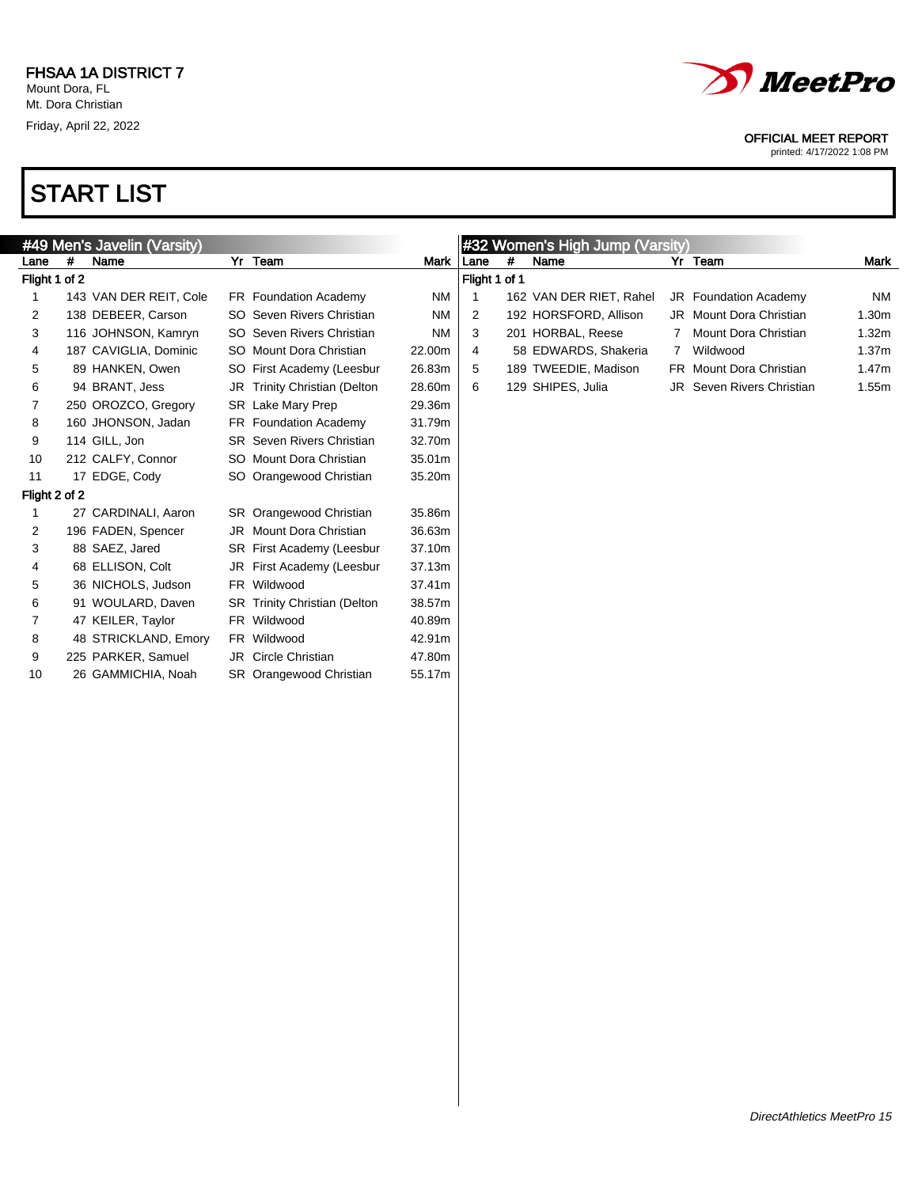FHSAA 1A DISTRICT 7
Mount Dora, FL
Mt. Dora Christian
Friday, April 22, 2022

OFFICIAL MEET REPORT
printed: 4/17/2022 1:08 PM

# START LIST

## #49 Men's Javelin (Varsity)

| Lane | # | Name | Yr | Team | Mark |
|---|---|---|---|---|---|
| **Flight 1 of 2** | | | | | |
| 1 | 143 | VAN DER REIT, Cole | FR | Foundation Academy | NM |
| 2 | 138 | DEBEER, Carson | SO | Seven Rivers Christian | NM |
| 3 | 116 | JOHNSON, Kamryn | SO | Seven Rivers Christian | NM |
| 4 | 187 | CAVIGLIA, Dominic | SO | Mount Dora Christian | 22.00m |
| 5 | 89 | HANKEN, Owen | SO | First Academy (Leesbur | 26.83m |
| 6 | 94 | BRANT, Jess | JR | Trinity Christian (Delton | 28.60m |
| 7 | 250 | OROZCO, Gregory | SR | Lake Mary Prep | 29.36m |
| 8 | 160 | JHONSON, Jadan | FR | Foundation Academy | 31.79m |
| 9 | 114 | GILL, Jon | SR | Seven Rivers Christian | 32.70m |
| 10 | 212 | CALFY, Connor | SO | Mount Dora Christian | 35.01m |
| 11 | 17 | EDGE, Cody | SO | Orangewood Christian | 35.20m |
| **Flight 2 of 2** | | | | | |
| 1 | 27 | CARDINALI, Aaron | SR | Orangewood Christian | 35.86m |
| 2 | 196 | FADEN, Spencer | JR | Mount Dora Christian | 36.63m |
| 3 | 88 | SAEZ, Jared | SR | First Academy (Leesbur | 37.10m |
| 4 | 68 | ELLISON, Colt | JR | First Academy (Leesbur | 37.13m |
| 5 | 36 | NICHOLS, Judson | FR | Wildwood | 37.41m |
| 6 | 91 | WOULARD, Daven | SR | Trinity Christian (Delton | 38.57m |
| 7 | 47 | KEILER, Taylor | FR | Wildwood | 40.89m |
| 8 | 48 | STRICKLAND, Emory | FR | Wildwood | 42.91m |
| 9 | 225 | PARKER, Samuel | JR | Circle Christian | 47.80m |
| 10 | 26 | GAMMICHIA, Noah | SR | Orangewood Christian | 55.17m |

## #32 Women's High Jump (Varsity)

| Lane | # | Name | Yr | Team | Mark |
|---|---|---|---|---|---|
| **Flight 1 of 1** | | | | | |
| 1 | 162 | VAN DER RIET, Rahel | JR | Foundation Academy | NM |
| 2 | 192 | HORSFORD, Allison | JR | Mount Dora Christian | 1.30m |
| 3 | 201 | HORBAL, Reese | 7 | Mount Dora Christian | 1.32m |
| 4 | 58 | EDWARDS, Shakeria | 7 | Wildwood | 1.37m |
| 5 | 189 | TWEEDIE, Madison | FR | Mount Dora Christian | 1.47m |
| 6 | 129 | SHIPES, Julia | JR | Seven Rivers Christian | 1.55m |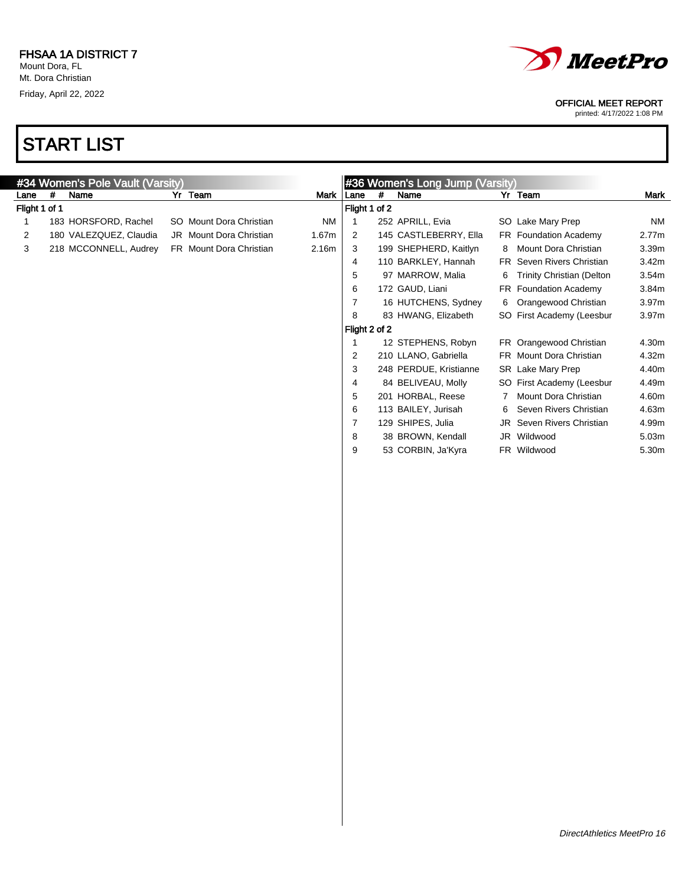FHSAA 1A DISTRICT 7
Mount Dora, FL
Mt. Dora Christian
Friday, April 22, 2022

OFFICIAL MEET REPORT
printed: 4/17/2022 1:08 PM

# START LIST

## #34 Women's Pole Vault (Varsity)

| Lane | # | Name | Yr | Team | Mark |
|---|---|---|---|---|---|
| **Flight 1 of 1** | | | | | |
| 1 | 183 | HORSFORD, Rachel | SO | Mount Dora Christian | NM |
| 2 | 180 | VALEZQUEZ, Claudia | JR | Mount Dora Christian | 1.67m |
| 3 | 218 | MCCONNELL, Audrey | FR | Mount Dora Christian | 2.16m |

## #36 Women's Long Jump (Varsity)

| Lane | # | Name | Yr | Team | Mark |
|---|---|---|---|---|---|
| **Flight 1 of 2** | | | | | |
| 1 | 252 | APRILL, Evia | SO | Lake Mary Prep | NM |
| 2 | 145 | CASTLEBERRY, Ella | FR | Foundation Academy | 2.77m |
| 3 | 199 | SHEPHERD, Kaitlyn | 8 | Mount Dora Christian | 3.39m |
| 4 | 110 | BARKLEY, Hannah | FR | Seven Rivers Christian | 3.42m |
| 5 | 97 | MARROW, Malia | 6 | Trinity Christian (Delton | 3.54m |
| 6 | 172 | GAUD, Liani | FR | Foundation Academy | 3.84m |
| 7 | 16 | HUTCHENS, Sydney | 6 | Orangewood Christian | 3.97m |
| 8 | 83 | HWANG, Elizabeth | SO | First Academy (Leesbur | 3.97m |
| **Flight 2 of 2** | | | | | |
| 1 | 12 | STEPHENS, Robyn | FR | Orangewood Christian | 4.30m |
| 2 | 210 | LLANO, Gabriella | FR | Mount Dora Christian | 4.32m |
| 3 | 248 | PERDUE, Kristianne | SR | Lake Mary Prep | 4.40m |
| 4 | 84 | BELIVEAU, Molly | SO | First Academy (Leesbur | 4.49m |
| 5 | 201 | HORBAL, Reese | 7 | Mount Dora Christian | 4.60m |
| 6 | 113 | BAILEY, Jurisah | 6 | Seven Rivers Christian | 4.63m |
| 7 | 129 | SHIPES, Julia | JR | Seven Rivers Christian | 4.99m |
| 8 | 38 | BROWN, Kendall | JR | Wildwood | 5.03m |
| 9 | 53 | CORBIN, Ja'Kyra | FR | Wildwood | 5.30m |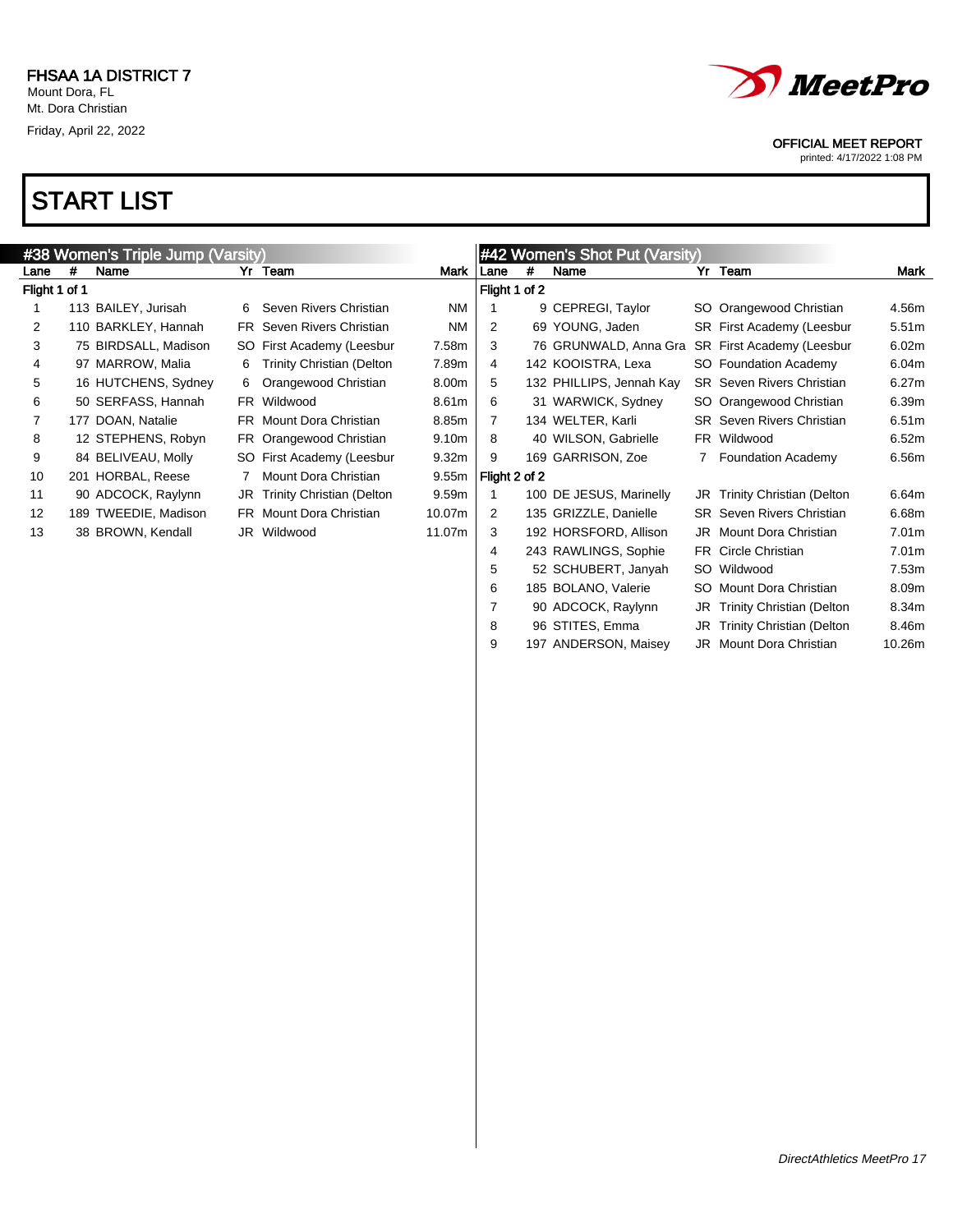FHSAA 1A DISTRICT 7
Mount Dora, FL
Mt. Dora Christian
Friday, April 22, 2022

OFFICIAL MEET REPORT
printed: 4/17/2022 1:08 PM

# START LIST

## #38 Women's Triple Jump (Varsity)

| Lane | # | Name | Yr | Team | Mark |
|---|---|---|---|---|---|
| **Flight 1 of 1** | | | | | |
| 1 | 113 | BAILEY, Jurisah | 6 | Seven Rivers Christian | NM |
| 2 | 110 | BARKLEY, Hannah | FR | Seven Rivers Christian | NM |
| 3 | 75 | BIRDSALL, Madison | SO | First Academy (Leesbur | 7.58m |
| 4 | 97 | MARROW, Malia | 6 | Trinity Christian (Delton | 7.89m |
| 5 | 16 | HUTCHENS, Sydney | 6 | Orangewood Christian | 8.00m |
| 6 | 50 | SERFASS, Hannah | FR | Wildwood | 8.61m |
| 7 | 177 | DOAN, Natalie | FR | Mount Dora Christian | 8.85m |
| 8 | 12 | STEPHENS, Robyn | FR | Orangewood Christian | 9.10m |
| 9 | 84 | BELIVEAU, Molly | SO | First Academy (Leesbur | 9.32m |
| 10 | 201 | HORBAL, Reese | 7 | Mount Dora Christian | 9.55m |
| 11 | 90 | ADCOCK, Raylynn | JR | Trinity Christian (Delton | 9.59m |
| 12 | 189 | TWEEDIE, Madison | FR | Mount Dora Christian | 10.07m |
| 13 | 38 | BROWN, Kendall | JR | Wildwood | 11.07m |

## #42 Women's Shot Put (Varsity)

| Lane | # | Name | Yr | Team | Mark |
|---|---|---|---|---|---|
| **Flight 1 of 2** | | | | | |
| 1 | 9 | CEPREGI, Taylor | SO | Orangewood Christian | 4.56m |
| 2 | 69 | YOUNG, Jaden | SR | First Academy (Leesbur | 5.51m |
| 3 | 76 | GRUNWALD, Anna Gra | SR | First Academy (Leesbur | 6.02m |
| 4 | 142 | KOOISTRA, Lexa | SO | Foundation Academy | 6.04m |
| 5 | 132 | PHILLIPS, Jennah Kay | SR | Seven Rivers Christian | 6.27m |
| 6 | 31 | WARWICK, Sydney | SO | Orangewood Christian | 6.39m |
| 7 | 134 | WELTER, Karli | SR | Seven Rivers Christian | 6.51m |
| 8 | 40 | WILSON, Gabrielle | FR | Wildwood | 6.52m |
| 9 | 169 | GARRISON, Zoe | 7 | Foundation Academy | 6.56m |
| **Flight 2 of 2** | | | | | |
| 1 | 100 | DE JESUS, Marinelly | JR | Trinity Christian (Delton | 6.64m |
| 2 | 135 | GRIZZLE, Danielle | SR | Seven Rivers Christian | 6.68m |
| 3 | 192 | HORSFORD, Allison | JR | Mount Dora Christian | 7.01m |
| 4 | 243 | RAWLINGS, Sophie | FR | Circle Christian | 7.01m |
| 5 | 52 | SCHUBERT, Janyah | SO | Wildwood | 7.53m |
| 6 | 185 | BOLANO, Valerie | SO | Mount Dora Christian | 8.09m |
| 7 | 90 | ADCOCK, Raylynn | JR | Trinity Christian (Delton | 8.34m |
| 8 | 96 | STITES, Emma | JR | Trinity Christian (Delton | 8.46m |
| 9 | 197 | ANDERSON, Maisey | JR | Mount Dora Christian | 10.26m |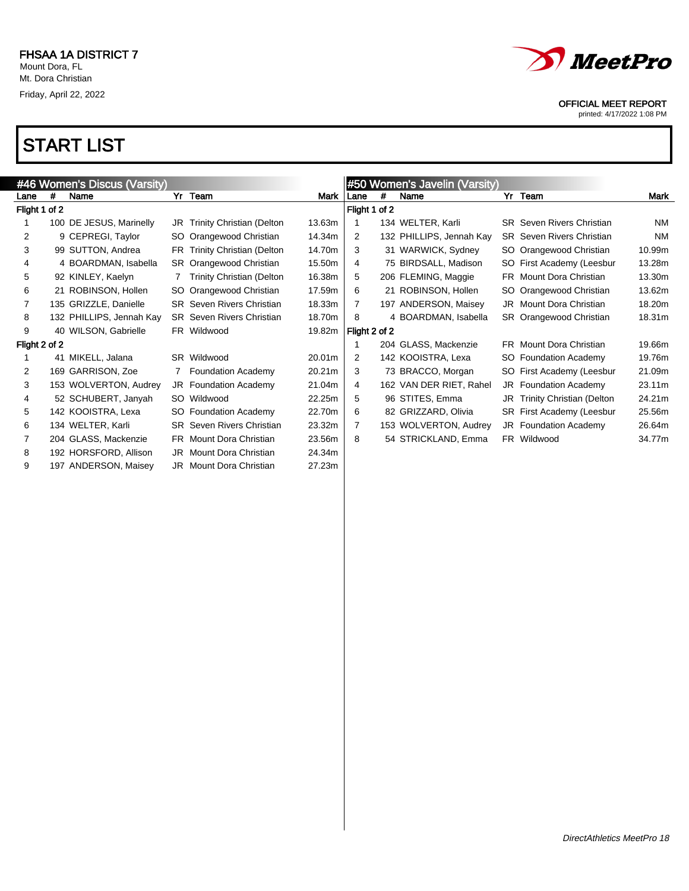FHSAA 1A DISTRICT 7
Mount Dora, FL
Mt. Dora Christian
Friday, April 22, 2022

OFFICIAL MEET REPORT
printed: 4/17/2022 1:08 PM

# START LIST

## #46 Women's Discus (Varsity)

| Lane | # | Name | Yr | Team | Mark |
|---|---|---|---|---|---|
| **Flight 1 of 2** | | | | | |
| 1 | 100 | DE JESUS, Marinelly | JR | Trinity Christian (Delton | 13.63m |
| 2 | 9 | CEPREGI, Taylor | SO | Orangewood Christian | 14.34m |
| 3 | 99 | SUTTON, Andrea | FR | Trinity Christian (Delton | 14.70m |
| 4 | 4 | BOARDMAN, Isabella | SR | Orangewood Christian | 15.50m |
| 5 | 92 | KINLEY, Kaelyn | 7 | Trinity Christian (Delton | 16.38m |
| 6 | 21 | ROBINSON, Hollen | SO | Orangewood Christian | 17.59m |
| 7 | 135 | GRIZZLE, Danielle | SR | Seven Rivers Christian | 18.33m |
| 8 | 132 | PHILLIPS, Jennah Kay | SR | Seven Rivers Christian | 18.70m |
| 9 | 40 | WILSON, Gabrielle | FR | Wildwood | 19.82m |
| **Flight 2 of 2** | | | | | |
| 1 | 41 | MIKELL, Jalana | SR | Wildwood | 20.01m |
| 2 | 169 | GARRISON, Zoe | 7 | Foundation Academy | 20.21m |
| 3 | 153 | WOLVERTON, Audrey | JR | Foundation Academy | 21.04m |
| 4 | 52 | SCHUBERT, Janyah | SO | Wildwood | 22.25m |
| 5 | 142 | KOOISTRA, Lexa | SO | Foundation Academy | 22.70m |
| 6 | 134 | WELTER, Karli | SR | Seven Rivers Christian | 23.32m |
| 7 | 204 | GLASS, Mackenzie | FR | Mount Dora Christian | 23.56m |
| 8 | 192 | HORSFORD, Allison | JR | Mount Dora Christian | 24.34m |
| 9 | 197 | ANDERSON, Maisey | JR | Mount Dora Christian | 27.23m |

## #50 Women's Javelin (Varsity)

| Lane | # | Name | Yr | Team | Mark |
|---|---|---|---|---|---|
| **Flight 1 of 2** | | | | | |
| 1 | 134 | WELTER, Karli | SR | Seven Rivers Christian | NM |
| 2 | 132 | PHILLIPS, Jennah Kay | SR | Seven Rivers Christian | NM |
| 3 | 31 | WARWICK, Sydney | SO | Orangewood Christian | 10.99m |
| 4 | 75 | BIRDSALL, Madison | SO | First Academy (Leesbur | 13.28m |
| 5 | 206 | FLEMING, Maggie | FR | Mount Dora Christian | 13.30m |
| 6 | 21 | ROBINSON, Hollen | SO | Orangewood Christian | 13.62m |
| 7 | 197 | ANDERSON, Maisey | JR | Mount Dora Christian | 18.20m |
| 8 | 4 | BOARDMAN, Isabella | SR | Orangewood Christian | 18.31m |
| **Flight 2 of 2** | | | | | |
| 1 | 204 | GLASS, Mackenzie | FR | Mount Dora Christian | 19.66m |
| 2 | 142 | KOOISTRA, Lexa | SO | Foundation Academy | 19.76m |
| 3 | 73 | BRACCO, Morgan | SO | First Academy (Leesbur | 21.09m |
| 4 | 162 | VAN DER RIET, Rahel | JR | Foundation Academy | 23.11m |
| 5 | 96 | STITES, Emma | JR | Trinity Christian (Delton | 24.21m |
| 6 | 82 | GRIZZARD, Olivia | SR | First Academy (Leesbur | 25.56m |
| 7 | 153 | WOLVERTON, Audrey | JR | Foundation Academy | 26.64m |
| 8 | 54 | STRICKLAND, Emma | FR | Wildwood | 34.77m |

*DirectAthletics MeetPro 18*